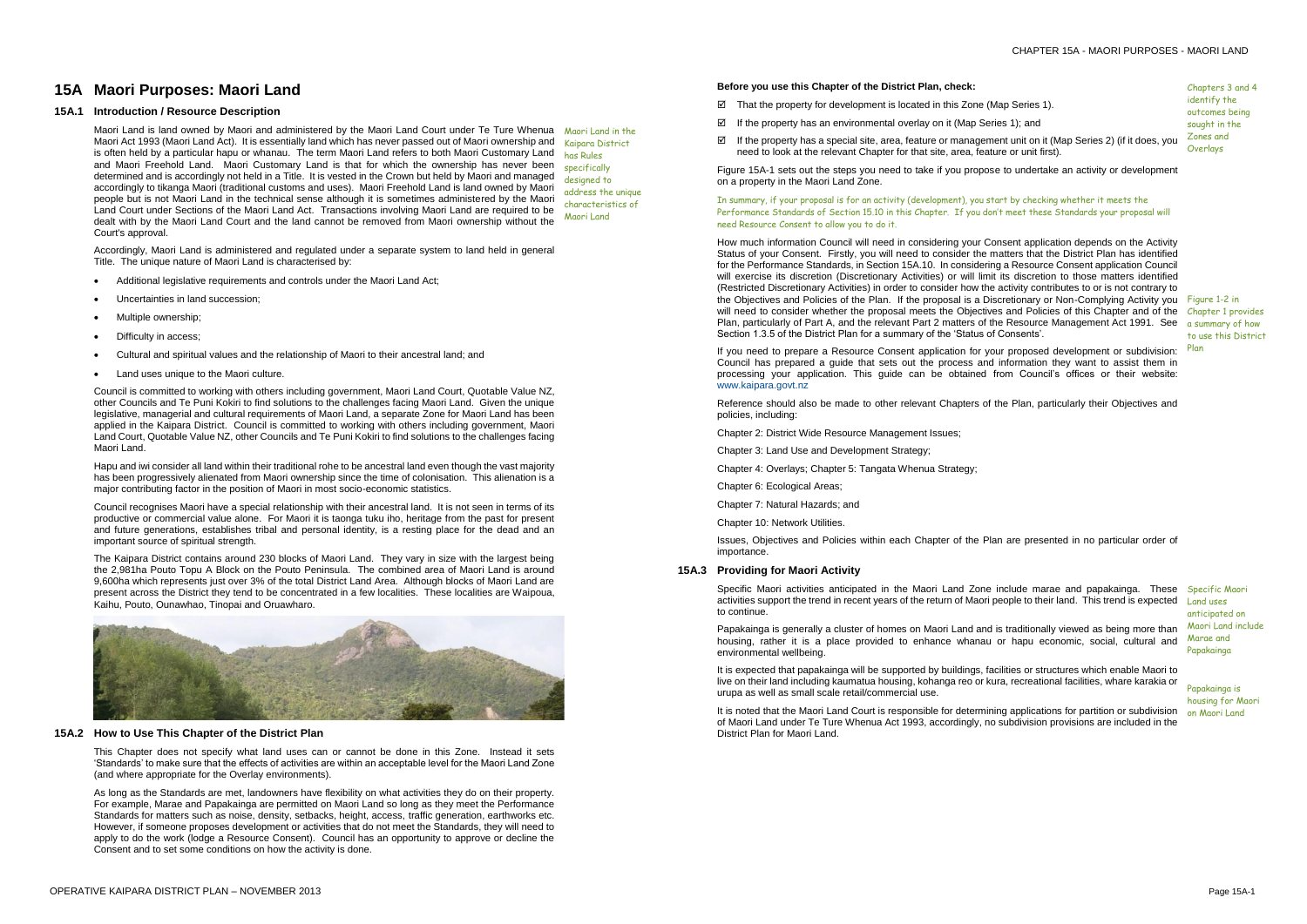# 15A Maori Purposes: Maori Land

## 15A.1 Introduction / Resource Description

Maori Land is land owned by Maori and administered by the Maori Land Court under Te Ture Whenua Maori Act 1993 (Maori Land Act). It is essentially land which has never passed out of Maori ownership and is often held by a particular hapu or whanau. The term Maori Land refers to both Maori Customary Land and Maori Freehold Land. Maori Customary Land is that for which the ownership has never been determined and is accordingly not held in a Title. It is vested in the Crown but held by Maori and managed accordingly to tikanga Maori (traditional customs and uses). Maori Freehold Land is land owned by Maori people but is not Maori Land in the technical sense although it is sometimes administered by the Maori Land Court under Sections of the Maori Land Act. Transactions involving Maori Land are required to be dealt with by the Maori Land Court and the land cannot be removed from Maori ownership without the Court's approval.

Maori Land in the Kaipara District has Rules specifically designed to address the unique characteristics of Maori Land

Accordingly, Maori Land is administered and regulated under a separate system to land held in general Title. The unique nature of Maori Land is characterised by:

- Additional legislative requirements and controls under the Maori Land Act;
- Uncertainties in land succession;
- Multiple ownership;
- Difficulty in access;
- Cultural and spiritual values and the relationship of Maori to their ancestral land; and
- Land uses unique to the Maori culture.

Council is committed to working with others including government, Maori Land Court, Quotable Value NZ, other Councils and Te Puni Kokiri to find solutions to the challenges facing Maori Land. Given the unique legislative, managerial and cultural requirements of Maori Land, a separate Zone for Maori Land has been applied in the Kaipara District. Council is committed to working with others including government, Maori Land Court, Quotable Value NZ, other Councils and Te Puni Kokiri to find solutions to the challenges facing Maori Land.

Hapu and iwi consider all land within their traditional rohe to be ancestral land even though the vast majority has been progressively alienated from Maori ownership since the time of colonisation. This alienation is a major contributing factor in the position of Maori in most socio-economic statistics.

Council recognises Maori have a special relationship with their ancestral land. It is not seen in terms of its productive or commercial value alone. For Maori it is taonga tuku iho, heritage from the past for present and future generations, establishes tribal and personal identity, is a resting place for the dead and an important source of spiritual strength.

The Kaipara District contains around 230 blocks of Maori Land. They vary in size with the largest being the 2,981ha Pouto Topu A Block on the Pouto Peninsula. The combined area of Maori Land is around 9,600ha which represents just over 3% of the total District Land Area. Although blocks of Maori Land are present across the District they tend to be concentrated in a few localities. These localities are Waipoua, Kaihu, Pouto, Ounawhao, Tinopai and Oruawharo.

## 15A.2 How to Use This Chapter of the District Plan

This Chapter does not specify what land uses can or cannot be done in this Zone. Instead it sets 'Standards' to make sure that the effects of activities are within an acceptable level for the Maori Land Zone (and where appropriate for the Overlay environments).

As long as the Standards are met, landowners have flexibility on what activities they do on their property. For example, Marae and Papakainga are permitted on Maori Land so long as they meet the Performance Standards for matters such as noise, density, setbacks, height, access, traffic generation, earthworks etc. However, if someone proposes development or activities that do not meet the Standards, they will need to apply to do the work (lodge a Resource Consent). Council has an opportunity to approve or decline the Consent and to set some conditions on how the activity is done.

**Before you use this Chapter of the District Plan, check:**

- ☑ That the property for development is located in this Zone (Map Series 1).
- ☑ If the property has an environmental overlay on it (Map Series 1); and
- ☑ If the property has a special site, area, feature or management unit on it (Map Series 2) (if it does, you need to look at the relevant Chapter for that site, area, feature or unit first).

Chapters 3 and 4 identify the outcomes being sought in the Zones and Overlays

Figure 15A-1 sets out the steps you need to take if you propose to undertake an activity or development on a property in the Maori Land Zone.

In summary, if your proposal is for an activity (development), you start by checking whether it meets the Performance Standards of Section 15.10 in this Chapter. If you don't meet these Standards your proposal will need Resource Consent to allow you to do it.

How much information Council will need in considering your Consent application depends on the Activity Status of your Consent. Firstly, you will need to consider the matters that the District Plan has identified for the Performance Standards, in Section 15A.10. In considering a Resource Consent application Council will exercise its discretion (Discretionary Activities) or will limit its discretion to those matters identified (Restricted Discretionary Activities) in order to consider how the activity contributes to or is not contrary to the Objectives and Policies of the Plan. If the proposal is a Discretionary or Non-Complying Activity you will need to consider whether the proposal meets the Objectives and Policies of this Chapter and of the Plan, particularly of Part A, and the relevant Part 2 matters of the Resource Management Act 1991. See Section 1.3.5 of the District Plan for a summary of the 'Status of Consents'.

Figure 1-2 in Chapter 1 provides a summary of how to use this District Plan

If you need to prepare a Resource Consent application for your proposed development or subdivision: Council has prepared a guide that sets out the process and information they want to assist them in processing your application. This guide can be obtained from Council's offices or their website: www.kaipara.govt.nz

Reference should also be made to other relevant Chapters of the Plan, particularly their Objectives and policies, including:

Chapter 2: District Wide Resource Management Issues;

Chapter 3: Land Use and Development Strategy;

Chapter 4: Overlays; Chapter 5: Tangata Whenua Strategy;

Chapter 6: Ecological Areas;

Chapter 7: Natural Hazards; and

Chapter 10: Network Utilities.

Issues, Objectives and Policies within each Chapter of the Plan are presented in no particular order of importance.

## 15A.3 Providing for Maori Activity

Specific Maori activities anticipated in the Maori Land Zone include marae and papakainga. These activities support the trend in recent years of the return of Maori people to their land. This trend is expected to continue.

Specific Maori Land uses anticipated on Maori Land include Marae and Papakainga

Papakainga is generally a cluster of homes on Maori Land and is traditionally viewed as being more than housing, rather it is a place provided to enhance whanau or hapu economic, social, cultural and environmental wellbeing.

It is expected that papakainga will be supported by buildings, facilities or structures which enable Maori to live on their land including kaumatua housing, kohanga reo or kura, recreational facilities, whare karakia or urupa as well as small scale retail/commercial use.

Papakainga is housing for Maori on Maori Land

It is noted that the Maori Land Court is responsible for determining applications for partition or subdivision of Maori Land under Te Ture Whenua Act 1993, accordingly, no subdivision provisions are included in the District Plan for Maori Land.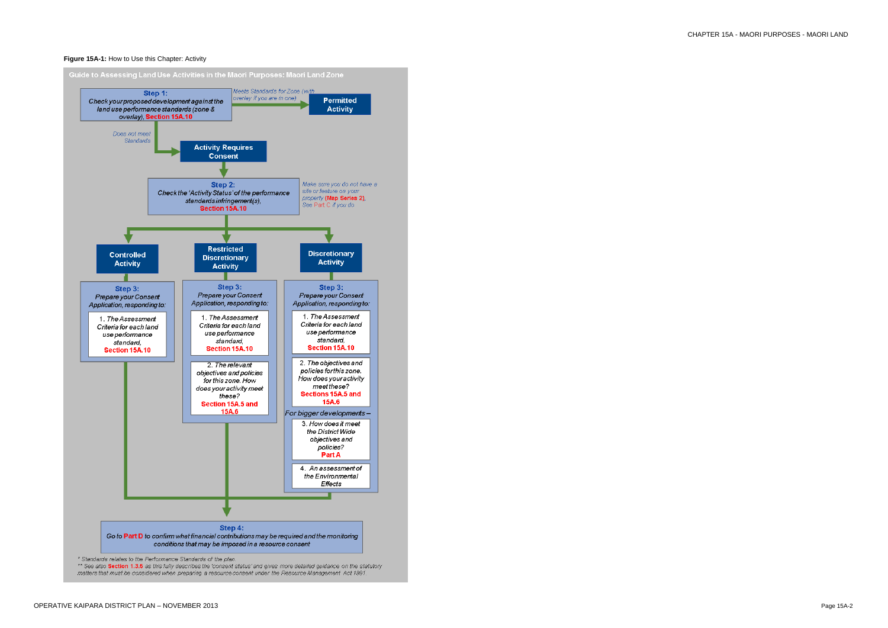**Figure 15A-1:** How to Use this Chapter: Activity

**Guide to Assessing Land Use Activities in the Maori Purposes: Maori Land Zone**

**Step 1:**
*Check your proposed development against the land use performance standards (zone & overlay),* **Section 15A.10**

*Meets Standards for Zone (with overlay if you are in one)* → **Permitted Activity**

*Does not meet Standards* → **Activity Requires Consent**

**Step 2:**
*Check the 'Activity Status' of the performance standards infringement(s),* **Section 15A.10**

*Make sure you do not have a site or feature on your property* **(Map Series 2)**, *See Part C if you do*

**Controlled Activity**

**Step 3:**
*Prepare your Consent Application, responding to:*

1. *The Assessment Criteria for each land use performance standard,* **Section 15A.10**

**Restricted Discretionary Activity**

**Step 3:**
*Prepare your Consent Application, responding to:*

1. *The Assessment Criteria for each land use performance standard,* **Section 15A.10**
2. *The relevant objectives and policies for this zone. How does your activity meet these?* **Section 15A.5 and 15A.6**

**Discretionary Activity**

**Step 3:**
*Prepare your Consent Application, responding to:*

1. *The Assessment Criteria for each land use performance standard,* **Section 15A.10**
2. *The objectives and policies for this zone. How does your activity meet these?* **Sections 15A.5 and 15A.6**

*For bigger developments –*

3. *How does it meet the District Wide objectives and policies?* **Part A**
4. *An assessment of the Environmental Effects*

**Step 4:**
*Go to* **Part D** *to confirm what financial contributions may be required and the monitoring conditions that may be imposed in a resource consent*

\* *Standards relates to the Performance Standards of the plan.*
\*\* *See also* **Section 1.3.6** *as this fully describes the 'consent status' and gives more detailed guidance on the statutory matters that must be considered when preparing a resource consent under the Resource Management Act 1991.*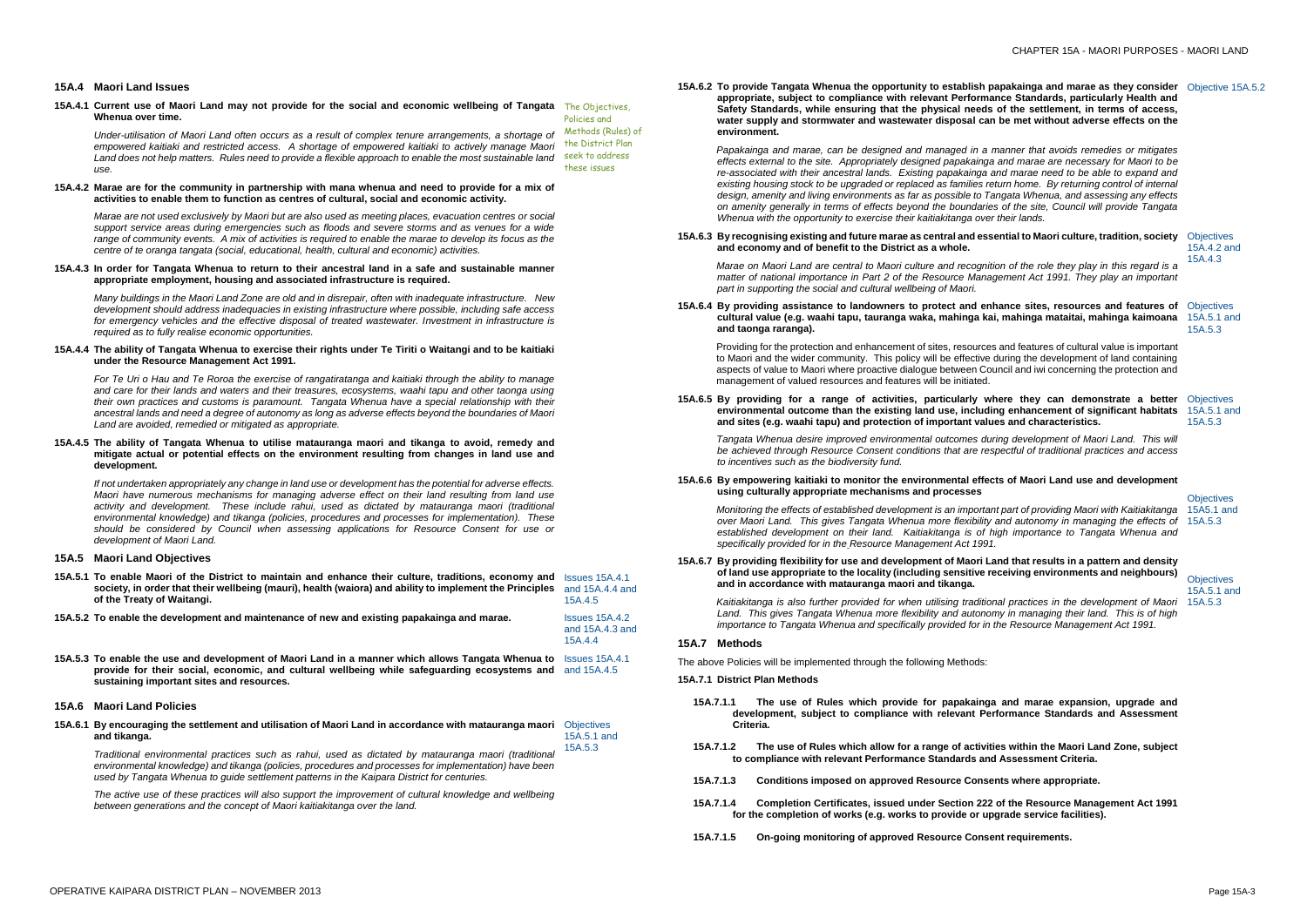## 15A.4 Maori Land Issues

*The Objectives, Policies and Methods (Rules) of the District Plan seek to address these issues*

**15A.4.1 Current use of Maori Land may not provide for the social and economic wellbeing of Tangata Whenua over time.**

*Under-utilisation of Maori Land often occurs as a result of complex tenure arrangements, a shortage of empowered kaitiaki and restricted access. A shortage of empowered kaitiaki to actively manage Maori Land does not help matters. Rules need to provide a flexible approach to enable the most sustainable land use.*

**15A.4.2 Marae are for the community in partnership with mana whenua and need to provide for a mix of activities to enable them to function as centres of cultural, social and economic activity.**

*Marae are not used exclusively by Maori but are also used as meeting places, evacuation centres or social support service areas during emergencies such as floods and severe storms and as venues for a wide range of community events. A mix of activities is required to enable the marae to develop its focus as the centre of te oranga tangata (social, educational, health, cultural and economic) activities.*

**15A.4.3 In order for Tangata Whenua to return to their ancestral land in a safe and sustainable manner appropriate employment, housing and associated infrastructure is required.**

*Many buildings in the Maori Land Zone are old and in disrepair, often with inadequate infrastructure. New development should address inadequacies in existing infrastructure where possible, including safe access for emergency vehicles and the effective disposal of treated wastewater. Investment in infrastructure is required as to fully realise economic opportunities.*

**15A.4.4 The ability of Tangata Whenua to exercise their rights under Te Tiriti o Waitangi and to be kaitiaki under the Resource Management Act 1991.**

*For Te Uri o Hau and Te Roroa the exercise of rangatiratanga and kaitiaki through the ability to manage and care for their lands and waters and their treasures, ecosystems, waahi tapu and other taonga using their own practices and customs is paramount. Tangata Whenua have a special relationship with their ancestral lands and need a degree of autonomy as long as adverse effects beyond the boundaries of Maori Land are avoided, remedied or mitigated as appropriate.*

**15A.4.5 The ability of Tangata Whenua to utilise matauranga maori and tikanga to avoid, remedy and mitigate actual or potential effects on the environment resulting from changes in land use and development.**

*If not undertaken appropriately any change in land use or development has the potential for adverse effects. Maori have numerous mechanisms for managing adverse effect on their land resulting from land use activity and development. These include rahui, used as dictated by matauranga maori (traditional environmental knowledge) and tikanga (policies, procedures and processes for implementation). These should be considered by Council when assessing applications for Resource Consent for use or development of Maori Land.*

## 15A.5 Maori Land Objectives

**15A.5.1 To enable Maori of the District to maintain and enhance their culture, traditions, economy and society, in order that their wellbeing (mauri), health (waiora) and ability to implement the Principles of the Treaty of Waitangi.** — Issues 15A.4.1 and 15A.4.4 and 15A.4.5

**15A.5.2 To enable the development and maintenance of new and existing papakainga and marae.** — Issues 15A.4.2 and 15A.4.3 and 15A.4.4

**15A.5.3 To enable the use and development of Maori Land in a manner which allows Tangata Whenua to provide for their social, economic, and cultural wellbeing while safeguarding ecosystems and sustaining important sites and resources.** — Issues 15A.4.1 and 15A.4.5

## 15A.6 Maori Land Policies

**15A.6.1 By encouraging the settlement and utilisation of Maori Land in accordance with matauranga maori and tikanga.** — Objectives 15A.5.1 and 15A.5.3

*Traditional environmental practices such as rahui, used as dictated by matauranga maori (traditional environmental knowledge) and tikanga (policies, procedures and processes for implementation) have been used by Tangata Whenua to guide settlement patterns in the Kaipara District for centuries.*

*The active use of these practices will also support the improvement of cultural knowledge and wellbeing between generations and the concept of Maori kaitiakitanga over the land.*

**15A.6.2 To provide Tangata Whenua the opportunity to establish papakainga and marae as they consider appropriate, subject to compliance with relevant Performance Standards, particularly Health and Safety Standards, while ensuring that the physical needs of the settlement, in terms of access, water supply and stormwater and wastewater disposal can be met without adverse effects on the environment.** — Objective 15A.5.2

*Papakainga and marae, can be designed and managed in a manner that avoids remedies or mitigates effects external to the site. Appropriately designed papakainga and marae are necessary for Maori to be re-associated with their ancestral lands. Existing papakainga and marae need to be able to expand and existing housing stock to be upgraded or replaced as families return home. By returning control of internal design, amenity and living environments as far as possible to Tangata Whenua, and assessing any effects on amenity generally in terms of effects beyond the boundaries of the site, Council will provide Tangata Whenua with the opportunity to exercise their kaitiakitanga over their lands.*

**15A.6.3 By recognising existing and future marae as central and essential to Maori culture, tradition, society and economy and of benefit to the District as a whole.** — Objectives 15A.4.2 and 15A.4.3

*Marae on Maori Land are central to Maori culture and recognition of the role they play in this regard is a matter of national importance in Part 2 of the Resource Management Act 1991. They play an important part in supporting the social and cultural wellbeing of Maori.*

**15A.6.4 By providing assistance to landowners to protect and enhance sites, resources and features of cultural value (e.g. waahi tapu, tauranga waka, mahinga kai, mahinga mataitai, mahinga kaimoana and taonga raranga).** — Objectives 15A.5.1 and 15A.5.3

Providing for the protection and enhancement of sites, resources and features of cultural value is important to Maori and the wider community. This policy will be effective during the development of land containing aspects of value to Maori where proactive dialogue between Council and iwi concerning the protection and management of valued resources and features will be initiated.

**15A.6.5 By providing for a range of activities, particularly where they can demonstrate a better environmental outcome than the existing land use, including enhancement of significant habitats and sites (e.g. waahi tapu) and protection of important values and characteristics.** — Objectives 15A.5.1 and 15A.5.3

*Tangata Whenua desire improved environmental outcomes during development of Maori Land. This will be achieved through Resource Consent conditions that are respectful of traditional practices and access to incentives such as the biodiversity fund.*

**15A.6.6 By empowering kaitiaki to monitor the environmental effects of Maori Land use and development using culturally appropriate mechanisms and processes** — Objectives 15A5.1 and 15A.5.3

*Monitoring the effects of established development is an important part of providing Maori with Kaitiakitanga over Maori Land. This gives Tangata Whenua more flexibility and autonomy in managing the effects of established development on their land. Kaitiakitanga is of high importance to Tangata Whenua and specifically provided for in the Resource Management Act 1991.*

**15A.6.7 By providing flexibility for use and development of Maori Land that results in a pattern and density of land use appropriate to the locality (including sensitive receiving environments and neighbours) and in accordance with matauranga maori and tikanga.** — Objectives 15A.5.1 and 15A.5.3

*Kaitiakitanga is also further provided for when utilising traditional practices in the development of Maori Land. This gives Tangata Whenua more flexibility and autonomy in managing their land. This is of high importance to Tangata Whenua and specifically provided for in the Resource Management Act 1991.*

## 15A.7 Methods

The above Policies will be implemented through the following Methods:

**15A.7.1 District Plan Methods**

**15A.7.1.1 The use of Rules which provide for papakainga and marae expansion, upgrade and development, subject to compliance with relevant Performance Standards and Assessment Criteria.**

**15A.7.1.2 The use of Rules which allow for a range of activities within the Maori Land Zone, subject to compliance with relevant Performance Standards and Assessment Criteria.**

**15A.7.1.3 Conditions imposed on approved Resource Consents where appropriate.**

**15A.7.1.4 Completion Certificates, issued under Section 222 of the Resource Management Act 1991 for the completion of works (e.g. works to provide or upgrade service facilities).**

**15A.7.1.5 On-going monitoring of approved Resource Consent requirements.**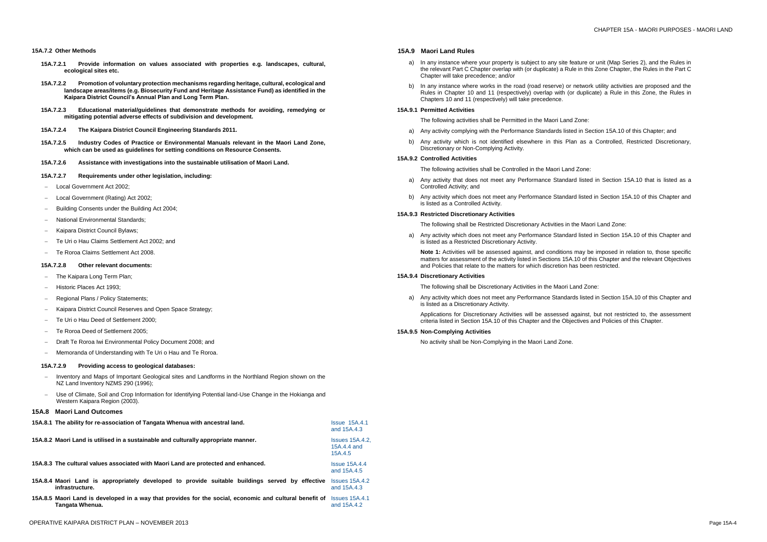#### 15A.7.2 Other Methods

**15A.7.2.1 Provide information on values associated with properties e.g. landscapes, cultural, ecological sites etc.**

**15A.7.2.2 Promotion of voluntary protection mechanisms regarding heritage, cultural, ecological and landscape areas/items (e.g. Biosecurity Fund and Heritage Assistance Fund) as identified in the Kaipara District Council's Annual Plan and Long Term Plan.**

**15A.7.2.3 Educational material/guidelines that demonstrate methods for avoiding, remedying or mitigating potential adverse effects of subdivision and development.**

**15A.7.2.4 The Kaipara District Council Engineering Standards 2011.**

**15A.7.2.5 Industry Codes of Practice or Environmental Manuals relevant in the Maori Land Zone, which can be used as guidelines for setting conditions on Resource Consents.**

**15A.7.2.6 Assistance with investigations into the sustainable utilisation of Maori Land.**

**15A.7.2.7 Requirements under other legislation, including:**

- Local Government Act 2002;
- Local Government (Rating) Act 2002;
- Building Consents under the Building Act 2004;
- National Environmental Standards;
- Kaipara District Council Bylaws;
- Te Uri o Hau Claims Settlement Act 2002; and
- Te Roroa Claims Settlement Act 2008.

**15A.7.2.8 Other relevant documents:**

- The Kaipara Long Term Plan;
- Historic Places Act 1993;
- Regional Plans / Policy Statements;
- Kaipara District Council Reserves and Open Space Strategy;
- Te Uri o Hau Deed of Settlement 2000;
- Te Roroa Deed of Settlement 2005;
- Draft Te Roroa Iwi Environmental Policy Document 2008; and
- Memoranda of Understanding with Te Uri o Hau and Te Roroa.

**15A.7.2.9 Providing access to geological databases:**

- Inventory and Maps of Important Geological sites and Landforms in the Northland Region shown on the NZ Land Inventory NZMS 290 (1996);
- Use of Climate, Soil and Crop Information for Identifying Potential land-Use Change in the Hokianga and Western Kaipara Region (2003).

### 15A.8 Maori Land Outcomes

| Outcome | Issues |
|---|---|
| **15A.8.1 The ability for re-association of Tangata Whenua with ancestral land.** | Issue 15A.4.1 and 15A.4.3 |
| **15A.8.2 Maori Land is utilised in a sustainable and culturally appropriate manner.** | Issues 15A.4.2, 15A.4.4 and 15A.4.5 |
| **15A.8.3 The cultural values associated with Maori Land are protected and enhanced.** | Issue 15A.4.4 and 15A.4.5 |
| **15A.8.4 Maori Land is appropriately developed to provide suitable buildings served by effective infrastructure.** | Issues 15A.4.2 and 15A.4.3 |
| **15A.8.5 Maori Land is developed in a way that provides for the social, economic and cultural benefit of Tangata Whenua.** | Issues 15A.4.1 and 15A.4.2 |

### 15A.9 Maori Land Rules

a) In any instance where your property is subject to any site feature or unit (Map Series 2), and the Rules in the relevant Part C Chapter overlap with (or duplicate) a Rule in this Zone Chapter, the Rules in the Part C Chapter will take precedence; and/or

b) In any instance where works in the road (road reserve) or network utility activities are proposed and the Rules in Chapter 10 and 11 (respectively) overlap with (or duplicate) a Rule in this Zone, the Rules in Chapters 10 and 11 (respectively) will take precedence.

#### 15A.9.1 Permitted Activities

The following activities shall be Permitted in the Maori Land Zone:

a) Any activity complying with the Performance Standards listed in Section 15A.10 of this Chapter; and

b) Any activity which is not identified elsewhere in this Plan as a Controlled, Restricted Discretionary, Discretionary or Non-Complying Activity.

#### 15A.9.2 Controlled Activities

The following activities shall be Controlled in the Maori Land Zone:

a) Any activity that does not meet any Performance Standard listed in Section 15A.10 that is listed as a Controlled Activity; and

b) Any activity which does not meet any Performance Standard listed in Section 15A.10 of this Chapter and is listed as a Controlled Activity.

#### 15A.9.3 Restricted Discretionary Activities

The following shall be Restricted Discretionary Activities in the Maori Land Zone:

a) Any activity which does not meet any Performance Standard listed in Section 15A.10 of this Chapter and is listed as a Restricted Discretionary Activity.

**Note 1:** Activities will be assessed against, and conditions may be imposed in relation to, those specific matters for assessment of the activity listed in Sections 15A.10 of this Chapter and the relevant Objectives and Policies that relate to the matters for which discretion has been restricted.

#### 15A.9.4 Discretionary Activities

The following shall be Discretionary Activities in the Maori Land Zone:

a) Any activity which does not meet any Performance Standards listed in Section 15A.10 of this Chapter and is listed as a Discretionary Activity.

Applications for Discretionary Activities will be assessed against, but not restricted to, the assessment criteria listed in Section 15A.10 of this Chapter and the Objectives and Policies of this Chapter.

#### 15A.9.5 Non-Complying Activities

No activity shall be Non-Complying in the Maori Land Zone.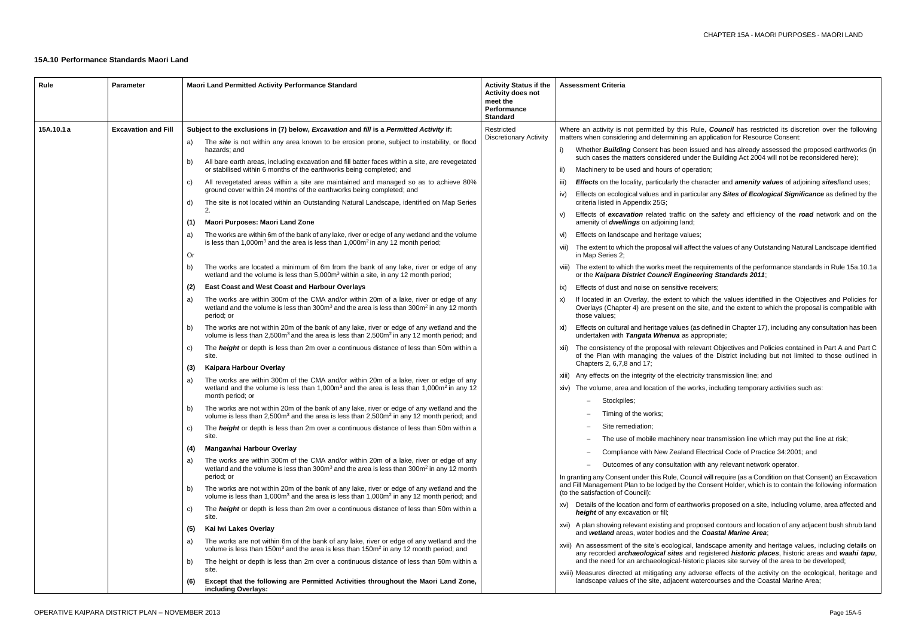## 15A.10 Performance Standards Maori Land

| Rule | Parameter | Maori Land Permitted Activity Performance Standard | Activity Status if the Activity does not meet the Performance Standard | Assessment Criteria |
|---|---|---|---|---|
| 15A.10.1 a | Excavation and Fill | **Subject to the exclusions in (7) below, *Excavation* and *fill* is a *Permitted Activity* if:**<br>a) The ***site*** is not within any area known to be erosion prone, subject to instability, or flood hazards; and<br>b) All bare earth areas, including excavation and fill batter faces within a site, are revegetated or stabilised within 6 months of the earthworks being completed; and<br>c) All revegetated areas within a site are maintained and managed so as to achieve 80% ground cover within 24 months of the earthworks being completed; and<br>d) The site is not located within an Outstanding Natural Landscape, identified on Map Series 2.<br>**(1) Maori Purposes: Maori Land Zone**<br>a) The works are within 6m of the bank of any lake, river or edge of any wetland and the volume is less than 1,000m$^3$ and the area is less than 1,000m$^2$ in any 12 month period;<br>Or<br>b) The works are located a minimum of 6m from the bank of any lake, river or edge of any wetland and the volume is less than 5,000m$^3$ within a site, in any 12 month period;<br>**(2) East Coast and West Coast and Harbour Overlays**<br>a) The works are within 300m of the CMA and/or within 20m of a lake, river or edge of any wetland and the volume is less than 300m$^3$ and the area is less than 300m$^2$ in any 12 month period; or<br>b) The works are not within 20m of the bank of any lake, river or edge of any wetland and the volume is less than 2,500m$^3$ and the area is less than 2,500m$^2$ in any 12 month period; and<br>c) The ***height*** or depth is less than 2m over a continuous distance of less than 50m within a site.<br>**(3) Kaipara Harbour Overlay**<br>a) The works are within 300m of the CMA and/or within 20m of a lake, river or edge of any wetland and the volume is less than 1,000m$^3$ and the area is less than 1,000m$^2$ in any 12 month period; or<br>b) The works are not within 20m of the bank of any lake, river or edge of any wetland and the volume is less than 2,500m$^3$ and the area is less than 2,500m$^2$ in any 12 month period; and<br>c) The ***height*** or depth is less than 2m over a continuous distance of less than 50m within a site.<br>**(4) Mangawhai Harbour Overlay**<br>a) The works are within 300m of the CMA and/or within 20m of a lake, river or edge of any wetland and the volume is less than 300m$^3$ and the area is less than 300m$^2$ in any 12 month period; or<br>b) The works are not within 20m of the bank of any lake, river or edge of any wetland and the volume is less than 1,000m$^3$ and the area is less than 1,000m$^2$ in any 12 month period; and<br>c) The ***height*** or depth is less than 2m over a continuous distance of less than 50m within a site.<br>**(5) Kai Iwi Lakes Overlay**<br>a) The works are not within 6m of the bank of any lake, river or edge of any wetland and the volume is less than 150m$^3$ and the area is less than 150m$^2$ in any 12 month period; and<br>b) The height or depth is less than 2m over a continuous distance of less than 50m within a site.<br>**(6) Except that the following are Permitted Activities throughout the Maori Land Zone, including Overlays:** | Restricted Discretionary Activity | Where an activity is not permitted by this Rule, ***Council*** has restricted its discretion over the following matters when considering and determining an application for Resource Consent:<br>i) Whether ***Building*** Consent has been issued and has already assessed the proposed earthworks (in such cases the matters considered under the Building Act 2004 will not be reconsidered here);<br>ii) Machinery to be used and hours of operation;<br>iii) ***Effects*** on the locality, particularly the character and ***amenity values*** of adjoining ***sites***/land uses;<br>iv) Effects on ecological values and in particular any ***Sites of Ecological Significance*** as defined by the criteria listed in Appendix 25G;<br>v) Effects of ***excavation*** related traffic on the safety and efficiency of the ***road*** network and on the amenity of ***dwellings*** on adjoining land;<br>vi) Effects on landscape and heritage values;<br>vii) The extent to which the proposal will affect the values of any Outstanding Natural Landscape identified in Map Series 2;<br>viii) The extent to which the works meet the requirements of the performance standards in Rule 15a.10.1a or the ***Kaipara District Council Engineering Standards 2011***;<br>ix) Effects of dust and noise on sensitive receivers;<br>x) If located in an Overlay, the extent to which the values identified in the Objectives and Policies for Overlays (Chapter 4) are present on the site, and the extent to which the proposal is compatible with those values;<br>xi) Effects on cultural and heritage values (as defined in Chapter 17), including any consultation has been undertaken with ***Tangata Whenua*** as appropriate;<br>xii) The consistency of the proposal with relevant Objectives and Policies contained in Part A and Part C of the Plan with managing the values of the District including but not limited to those outlined in Chapters 2, 6,7,8 and 17;<br>xiii) Any effects on the integrity of the electricity transmission line; and<br>xiv) The volume, area and location of the works, including temporary activities such as:<br>– Stockpiles;<br>– Timing of the works;<br>– Site remediation;<br>– The use of mobile machinery near transmission line which may put the line at risk;<br>– Compliance with New Zealand Electrical Code of Practice 34:2001; and<br>– Outcomes of any consultation with any relevant network operator.<br>In granting any Consent under this Rule, Council will require (as a Condition on that Consent) an Excavation and Fill Management Plan to be lodged by the Consent Holder, which is to contain the following information (to the satisfaction of Council):<br>xv) Details of the location and form of earthworks proposed on a site, including volume, area affected and ***height*** of any excavation or fill;<br>xvi) A plan showing relevant existing and proposed contours and location of any adjacent bush shrub land and ***wetland*** areas, water bodies and the ***Coastal Marine Area***;<br>xvii) An assessment of the site's ecological, landscape amenity and heritage values, including details on any recorded ***archaeological sites*** and registered ***historic places***, historic areas and ***waahi tapu***, and the need for an archaeological-historic places site survey of the area to be developed;<br>xviii) Measures directed at mitigating any adverse effects of the activity on the ecological, heritage and landscape values of the site, adjacent watercourses and the Coastal Marine Area; |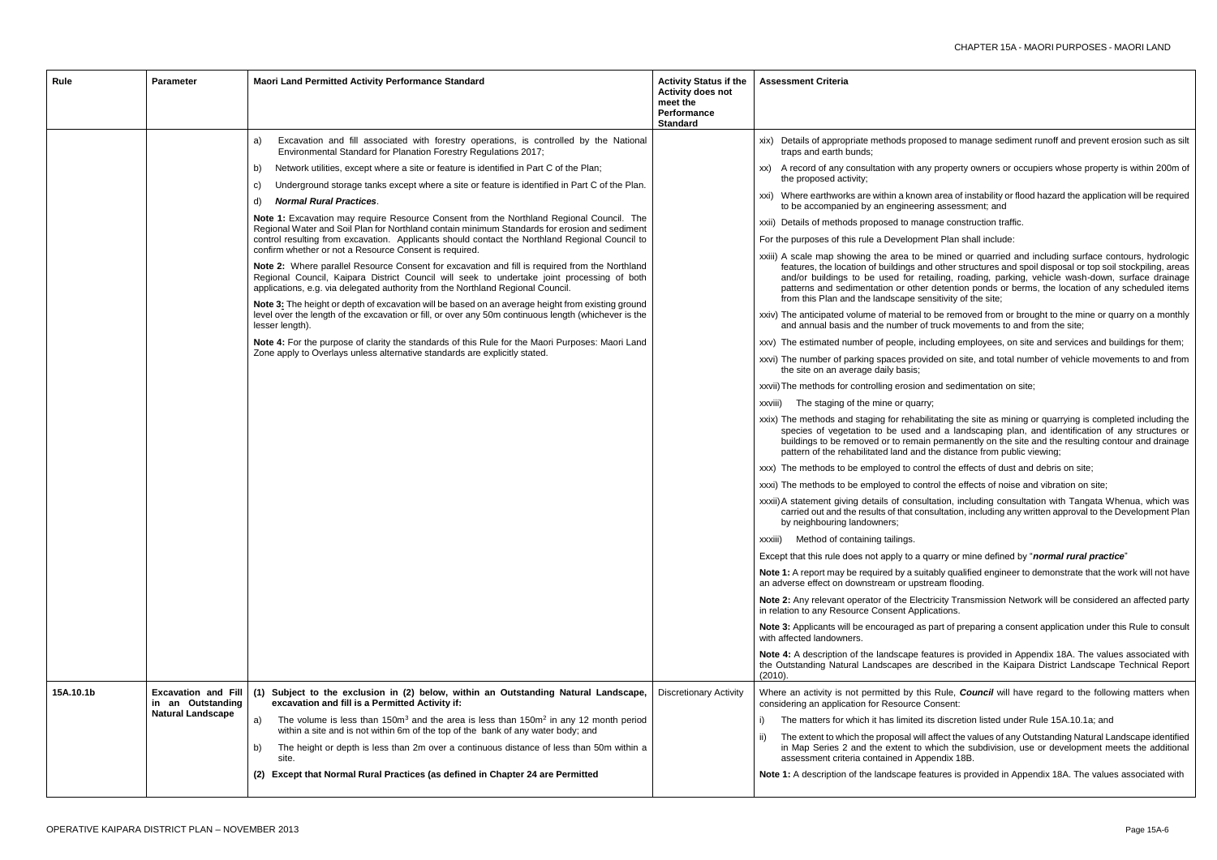| Rule | Parameter | Maori Land Permitted Activity Performance Standard | Activity Status if the Activity does not meet the Performance Standard | Assessment Criteria |
|---|---|---|---|---|
| | | a) Excavation and fill associated with forestry operations, is controlled by the National Environmental Standard for Planation Forestry Regulations 2017;<br>b) Network utilities, except where a site or feature is identified in Part C of the Plan;<br>c) Underground storage tanks except where a site or feature is identified in Part C of the Plan.<br>d) ***Normal Rural Practices***.<br><br>**Note 1:** Excavation may require Resource Consent from the Northland Regional Council. The Regional Water and Soil Plan for Northland contain minimum Standards for erosion and sediment control resulting from excavation. Applicants should contact the Northland Regional Council to confirm whether or not a Resource Consent is required.<br><br>**Note 2:** Where parallel Resource Consent for excavation and fill is required from the Northland Regional Council, Kaipara District Council will seek to undertake joint processing of both applications, e.g. via delegated authority from the Northland Regional Council.<br><br>**Note 3:** The height or depth of excavation will be based on an average height from existing ground level over the length of the excavation or fill, or over any 50m continuous length (whichever is the lesser length).<br><br>**Note 4:** For the purpose of clarity the standards of this Rule for the Maori Purposes: Maori Land Zone apply to Overlays unless alternative standards are explicitly stated. | | xix) Details of appropriate methods proposed to manage sediment runoff and prevent erosion such as silt traps and earth bunds;<br>xx) A record of any consultation with any property owners or occupiers whose property is within 200m of the proposed activity;<br>xxi) Where earthworks are within a known area of instability or flood hazard the application will be required to be accompanied by an engineering assessment; and<br>xxii) Details of methods proposed to manage construction traffic.<br><br>For the purposes of this rule a Development Plan shall include:<br><br>xxiii) A scale map showing the area to be mined or quarried and including surface contours, hydrologic features, the location of buildings and other structures and spoil disposal or top soil stockpiling, areas and/or buildings to be used for retailing, roading, parking, vehicle wash-down, surface drainage patterns and sedimentation or other detention ponds or berms, the location of any scheduled items from this Plan and the landscape sensitivity of the site;<br>xxiv) The anticipated volume of material to be removed from or brought to the mine or quarry on a monthly and annual basis and the number of truck movements to and from the site;<br>xxv) The estimated number of people, including employees, on site and services and buildings for them;<br>xxvi) The number of parking spaces provided on site, and total number of vehicle movements to and from the site on an average daily basis;<br>xxvii) The methods for controlling erosion and sedimentation on site;<br>xxviii) The staging of the mine or quarry;<br>xxix) The methods and staging for rehabilitating the site as mining or quarrying is completed including the species of vegetation to be used and a landscaping plan, and identification of any structures or buildings to be removed or to remain permanently on the site and the resulting contour and drainage pattern of the rehabilitated land and the distance from public viewing;<br>xxx) The methods to be employed to control the effects of dust and debris on site;<br>xxxi) The methods to be employed to control the effects of noise and vibration on site;<br>xxxii) A statement giving details of consultation, including consultation with Tangata Whenua, which was carried out and the results of that consultation, including any written approval to the Development Plan by neighbouring landowners;<br>xxxiii) Method of containing tailings.<br><br>Except that this rule does not apply to a quarry or mine defined by "***normal rural practice***"<br><br>**Note 1:** A report may be required by a suitably qualified engineer to demonstrate that the work will not have an adverse effect on downstream or upstream flooding.<br><br>**Note 2:** Any relevant operator of the Electricity Transmission Network will be considered an affected party in relation to any Resource Consent Applications.<br><br>**Note 3:** Applicants will be encouraged as part of preparing a consent application under this Rule to consult with affected landowners.<br><br>**Note 4:** A description of the landscape features is provided in Appendix 18A. The values associated with the Outstanding Natural Landscapes are described in the Kaipara District Landscape Technical Report (2010). |
| 15A.10.1b | **Excavation and Fill in an Outstanding Natural Landscape** | **(1) Subject to the exclusion in (2) below, within an Outstanding Natural Landscape, excavation and fill is a Permitted Activity if:**<br>a) The volume is less than 150m³ and the area is less than 150m² in any 12 month period within a site and is not within 6m of the top of the bank of any water body; and<br>b) The height or depth is less than 2m over a continuous distance of less than 50m within a site.<br><br>**(2) Except that Normal Rural Practices (as defined in Chapter 24 are Permitted** | Discretionary Activity | Where an activity is not permitted by this Rule, ***Council*** will have regard to the following matters when considering an application for Resource Consent:<br>i) The matters for which it has limited its discretion listed under Rule 15A.10.1a; and<br>ii) The extent to which the proposal will affect the values of any Outstanding Natural Landscape identified in Map Series 2 and the extent to which the subdivision, use or development meets the additional assessment criteria contained in Appendix 18B.<br><br>**Note 1:** A description of the landscape features is provided in Appendix 18A. The values associated with |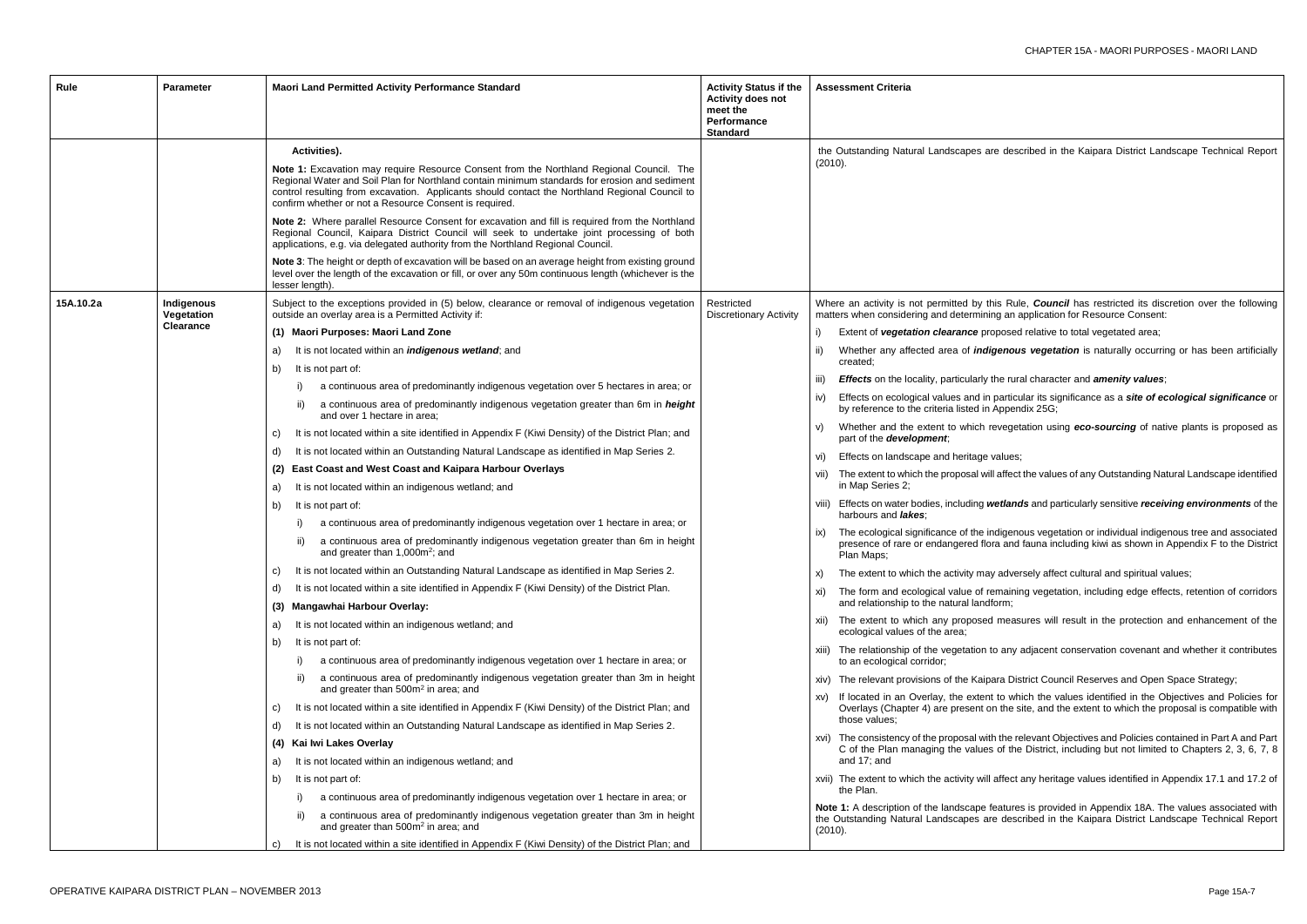| Rule | Parameter | Maori Land Permitted Activity Performance Standard | Activity Status if the Activity does not meet the Performance Standard | Assessment Criteria |
|---|---|---|---|---|
| | | **Activities).**<br><br>**Note 1:** Excavation may require Resource Consent from the Northland Regional Council. The Regional Water and Soil Plan for Northland contain minimum standards for erosion and sediment control resulting from excavation. Applicants should contact the Northland Regional Council to confirm whether or not a Resource Consent is required.<br><br>**Note 2:** Where parallel Resource Consent for excavation and fill is required from the Northland Regional Council, Kaipara District Council will seek to undertake joint processing of both applications, e.g. via delegated authority from the Northland Regional Council.<br><br>**Note 3**: The height or depth of excavation will be based on an average height from existing ground level over the length of the excavation or fill, or over any 50m continuous length (whichever is the lesser length). | | the Outstanding Natural Landscapes are described in the Kaipara District Landscape Technical Report (2010). |
| 15A.10.2a | **Indigenous Vegetation Clearance** | Subject to the exceptions provided in (5) below, clearance or removal of indigenous vegetation outside an overlay area is a Permitted Activity if:<br><br>**(1) Maori Purposes: Maori Land Zone**<br>a) It is not located within an ***indigenous wetland***; and<br>b) It is not part of:<br>i) a continuous area of predominantly indigenous vegetation over 5 hectares in area; or<br>ii) a continuous area of predominantly indigenous vegetation greater than 6m in ***height*** and over 1 hectare in area;<br>c) It is not located within a site identified in Appendix F (Kiwi Density) of the District Plan; and<br>d) It is not located within an Outstanding Natural Landscape as identified in Map Series 2.<br><br>**(2) East Coast and West Coast and Kaipara Harbour Overlays**<br>a) It is not located within an indigenous wetland; and<br>b) It is not part of:<br>i) a continuous area of predominantly indigenous vegetation over 1 hectare in area; or<br>ii) a continuous area of predominantly indigenous vegetation greater than 6m in height and greater than 1,000m²; and<br>c) It is not located within an Outstanding Natural Landscape as identified in Map Series 2.<br>d) It is not located within a site identified in Appendix F (Kiwi Density) of the District Plan.<br><br>**(3) Mangawhai Harbour Overlay:**<br>a) It is not located within an indigenous wetland; and<br>b) It is not part of:<br>i) a continuous area of predominantly indigenous vegetation over 1 hectare in area; or<br>ii) a continuous area of predominantly indigenous vegetation greater than 3m in height and greater than 500m² in area; and<br>c) It is not located within a site identified in Appendix F (Kiwi Density) of the District Plan; and<br>d) It is not located within an Outstanding Natural Landscape as identified in Map Series 2.<br><br>**(4) Kai Iwi Lakes Overlay**<br>a) It is not located within an indigenous wetland; and<br>b) It is not part of:<br>i) a continuous area of predominantly indigenous vegetation over 1 hectare in area; or<br>ii) a continuous area of predominantly indigenous vegetation greater than 3m in height and greater than 500m² in area; and<br>c) It is not located within a site identified in Appendix F (Kiwi Density) of the District Plan; and | Restricted Discretionary Activity | Where an activity is not permitted by this Rule, ***Council*** has restricted its discretion over the following matters when considering and determining an application for Resource Consent:<br>i) Extent of ***vegetation clearance*** proposed relative to total vegetated area;<br>ii) Whether any affected area of ***indigenous vegetation*** is naturally occurring or has been artificially created;<br>iii) ***Effects*** on the locality, particularly the rural character and ***amenity values***;<br>iv) Effects on ecological values and in particular its significance as a ***site of ecological significance*** or by reference to the criteria listed in Appendix 25G;<br>v) Whether and the extent to which revegetation using ***eco-sourcing*** of native plants is proposed as part of the ***development***;<br>vi) Effects on landscape and heritage values;<br>vii) The extent to which the proposal will affect the values of any Outstanding Natural Landscape identified in Map Series 2;<br>viii) Effects on water bodies, including ***wetlands*** and particularly sensitive ***receiving environments*** of the harbours and ***lakes***;<br>ix) The ecological significance of the indigenous vegetation or individual indigenous tree and associated presence of rare or endangered flora and fauna including kiwi as shown in Appendix F to the District Plan Maps;<br>x) The extent to which the activity may adversely affect cultural and spiritual values;<br>xi) The form and ecological value of remaining vegetation, including edge effects, retention of corridors and relationship to the natural landform;<br>xii) The extent to which any proposed measures will result in the protection and enhancement of the ecological values of the area;<br>xiii) The relationship of the vegetation to any adjacent conservation covenant and whether it contributes to an ecological corridor;<br>xiv) The relevant provisions of the Kaipara District Council Reserves and Open Space Strategy;<br>xv) If located in an Overlay, the extent to which the values identified in the Objectives and Policies for Overlays (Chapter 4) are present on the site, and the extent to which the proposal is compatible with those values;<br>xvi) The consistency of the proposal with the relevant Objectives and Policies contained in Part A and Part C of the Plan managing the values of the District, including but not limited to Chapters 2, 3, 6, 7, 8 and 17; and<br>xvii) The extent to which the activity will affect any heritage values identified in Appendix 17.1 and 17.2 of the Plan.<br><br>**Note 1:** A description of the landscape features is provided in Appendix 18A. The values associated with the Outstanding Natural Landscapes are described in the Kaipara District Landscape Technical Report (2010). |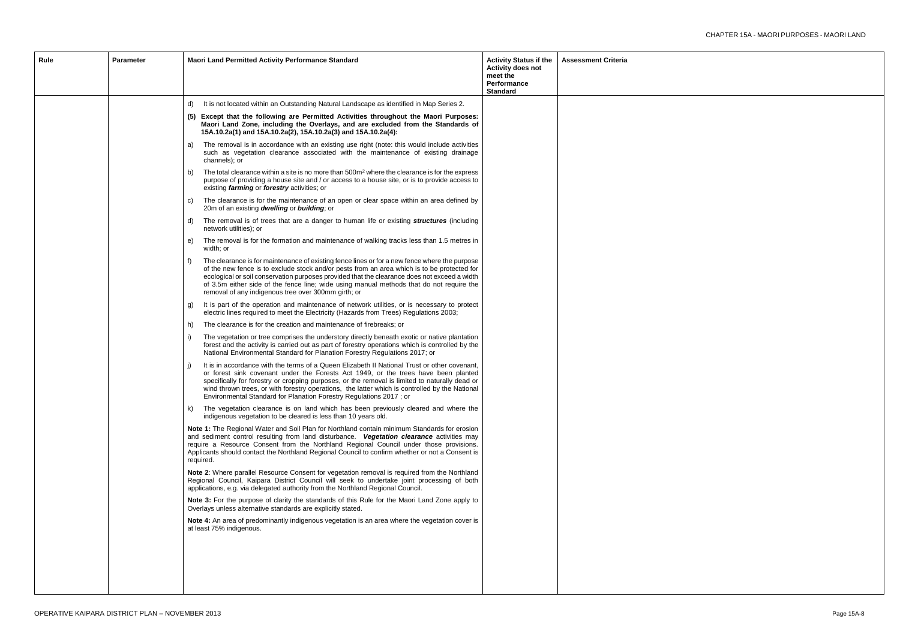| Rule | Parameter | Maori Land Permitted Activity Performance Standard | Activity Status if the Activity does not meet the Performance Standard | Assessment Criteria |
|---|---|---|---|---|
| | | d) It is not located within an Outstanding Natural Landscape as identified in Map Series 2.<br><br>**(5) Except that the following are Permitted Activities throughout the Maori Purposes: Maori Land Zone, including the Overlays, and are excluded from the Standards of 15A.10.2a(1) and 15A.10.2a(2), 15A.10.2a(3) and 15A.10.2a(4):**<br><br>a) The removal is in accordance with an existing use right (note: this would include activities such as vegetation clearance associated with the maintenance of existing drainage channels); or<br><br>b) The total clearance within a site is no more than 500m² where the clearance is for the express purpose of providing a house site and / or access to a house site, or is to provide access to existing ***farming*** or ***forestry*** activities; or<br><br>c) The clearance is for the maintenance of an open or clear space within an area defined by 20m of an existing ***dwelling*** or ***building***; or<br><br>d) The removal is of trees that are a danger to human life or existing ***structures*** (including network utilities); or<br><br>e) The removal is for the formation and maintenance of walking tracks less than 1.5 metres in width; or<br><br>f) The clearance is for maintenance of existing fence lines or for a new fence where the purpose of the new fence is to exclude stock and/or pests from an area which is to be protected for ecological or soil conservation purposes provided that the clearance does not exceed a width of 3.5m either side of the fence line; wide using manual methods that do not require the removal of any indigenous tree over 300mm girth; or<br><br>g) It is part of the operation and maintenance of network utilities, or is necessary to protect electric lines required to meet the Electricity (Hazards from Trees) Regulations 2003;<br><br>h) The clearance is for the creation and maintenance of firebreaks; or<br><br>i) The vegetation or tree comprises the understory directly beneath exotic or native plantation forest and the activity is carried out as part of forestry operations which is controlled by the National Environmental Standard for Planation Forestry Regulations 2017; or<br><br>j) It is in accordance with the terms of a Queen Elizabeth II National Trust or other covenant, or forest sink covenant under the Forests Act 1949, or the trees have been planted specifically for forestry or cropping purposes, or the removal is limited to naturally dead or wind thrown trees, or with forestry operations, the latter which is controlled by the National Environmental Standard for Planation Forestry Regulations 2017 ; or<br><br>k) The vegetation clearance is on land which has been previously cleared and where the indigenous vegetation to be cleared is less than 10 years old.<br><br>**Note 1:** The Regional Water and Soil Plan for Northland contain minimum Standards for erosion and sediment control resulting from land disturbance. ***Vegetation clearance*** activities may require a Resource Consent from the Northland Regional Council under those provisions. Applicants should contact the Northland Regional Council to confirm whether or not a Consent is required.<br><br>**Note 2**: Where parallel Resource Consent for vegetation removal is required from the Northland Regional Council, Kaipara District Council will seek to undertake joint processing of both applications, e.g. via delegated authority from the Northland Regional Council.<br><br>**Note 3:** For the purpose of clarity the standards of this Rule for the Maori Land Zone apply to Overlays unless alternative standards are explicitly stated.<br><br>**Note 4:** An area of predominantly indigenous vegetation is an area where the vegetation cover is at least 75% indigenous. | | |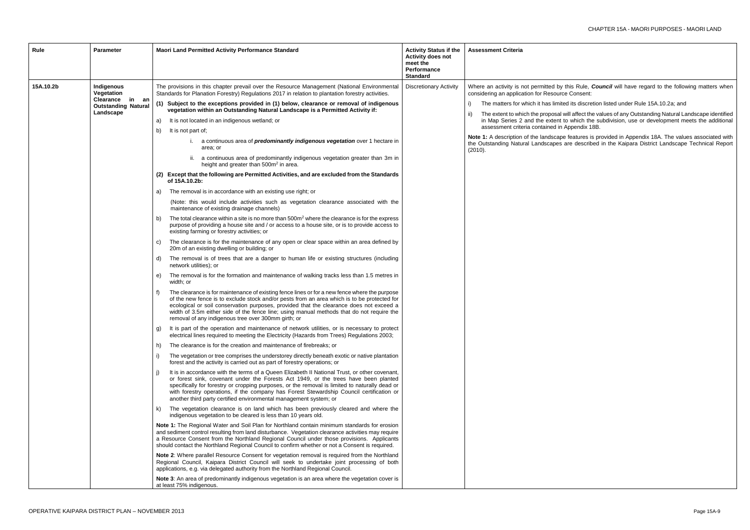| Rule | Parameter | Maori Land Permitted Activity Performance Standard | Activity Status if the Activity does not meet the Performance Standard | Assessment Criteria |
|---|---|---|---|---|
| 15A.10.2b | **Indigenous Vegetation Clearance in an Outstanding Natural Landscape** | The provisions in this chapter prevail over the Resource Management (National Environmental Standards for Planation Forestry) Regulations 2017 in relation to plantation forestry activities.<br><br>**(1) Subject to the exceptions provided in (1) below, clearance or removal of indigenous vegetation within an Outstanding Natural Landscape is a Permitted Activity if:**<br><br>a) It is not located in an indigenous wetland; or<br><br>b) It is not part of;<br><br>i. a continuous area of ***predominantly indigenous vegetation*** over 1 hectare in area; or<br><br>ii. a continuous area of predominantly indigenous vegetation greater than 3m in height and greater than 500m$^2$ in area.<br><br>**(2) Except that the following are Permitted Activities, and are excluded from the Standards of 15A.10.2b:**<br><br>a) The removal is in accordance with an existing use right; or<br><br>(Note: this would include activities such as vegetation clearance associated with the maintenance of existing drainage channels)<br><br>b) The total clearance within a site is no more than 500m$^2$ where the clearance is for the express purpose of providing a house site and / or access to a house site, or is to provide access to existing farming or forestry activities; or<br><br>c) The clearance is for the maintenance of any open or clear space within an area defined by 20m of an existing dwelling or building; or<br><br>d) The removal is of trees that are a danger to human life or existing structures (including network utilities); or<br><br>e) The removal is for the formation and maintenance of walking tracks less than 1.5 metres in width; or<br><br>f) The clearance is for maintenance of existing fence lines or for a new fence where the purpose of the new fence is to exclude stock and/or pests from an area which is to be protected for ecological or soil conservation purposes, provided that the clearance does not exceed a width of 3.5m either side of the fence line; using manual methods that do not require the removal of any indigenous tree over 300mm girth; or<br><br>g) It is part of the operation and maintenance of network utilities, or is necessary to protect electrical lines required to meeting the Electricity (Hazards from Trees) Regulations 2003;<br><br>h) The clearance is for the creation and maintenance of firebreaks; or<br><br>i) The vegetation or tree comprises the understorey directly beneath exotic or native plantation forest and the activity is carried out as part of forestry operations; or<br><br>j) It is in accordance with the terms of a Queen Elizabeth II National Trust, or other covenant, or forest sink, covenant under the Forests Act 1949, or the trees have been planted specifically for forestry or cropping purposes, or the removal is limited to naturally dead or with forestry operations, if the company has Forest Stewardship Council certification or another third party certified environmental management system; or<br><br>k) The vegetation clearance is on land which has been previously cleared and where the indigenous vegetation to be cleared is less than 10 years old.<br><br>**Note 1:** The Regional Water and Soil Plan for Northland contain minimum standards for erosion and sediment control resulting from land disturbance. Vegetation clearance activities may require a Resource Consent from the Northland Regional Council under those provisions. Applicants should contact the Northland Regional Council to confirm whether or not a Consent is required.<br><br>**Note 2**: Where parallel Resource Consent for vegetation removal is required from the Northland Regional Council, Kaipara District Council will seek to undertake joint processing of both applications, e.g. via delegated authority from the Northland Regional Council.<br><br>**Note 3**: An area of predominantly indigenous vegetation is an area where the vegetation cover is at least 75% indigenous. | Discretionary Activity | Where an activity is not permitted by this Rule, ***Council*** will have regard to the following matters when considering an application for Resource Consent:<br><br>i) The matters for which it has limited its discretion listed under Rule 15A.10.2a; and<br><br>ii) The extent to which the proposal will affect the values of any Outstanding Natural Landscape identified in Map Series 2 and the extent to which the subdivision, use or development meets the additional assessment criteria contained in Appendix 18B.<br><br>**Note 1:** A description of the landscape features is provided in Appendix 18A. The values associated with the Outstanding Natural Landscapes are described in the Kaipara District Landscape Technical Report (2010). |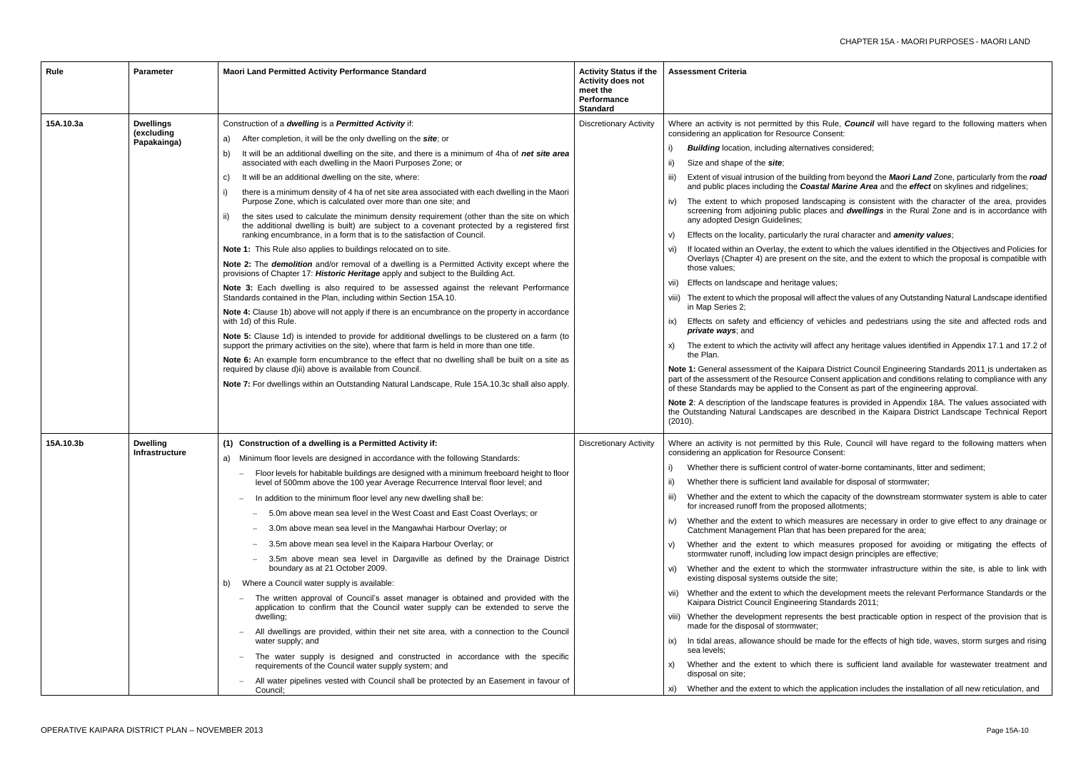| Rule | Parameter | Maori Land Permitted Activity Performance Standard | Activity Status if the Activity does not meet the Performance Standard | Assessment Criteria |
|---|---|---|---|---|
| 15A.10.3a | **Dwellings (excluding Papakainga)** | Construction of a ***dwelling*** is a ***Permitted Activity*** if:<br>a) After completion, it will be the only dwelling on the ***site***; or<br>b) It will be an additional dwelling on the site, and there is a minimum of 4ha of ***net site area*** associated with each dwelling in the Maori Purposes Zone; or<br>c) It will be an additional dwelling on the site, where:<br>i) there is a minimum density of 4 ha of net site area associated with each dwelling in the Maori Purpose Zone, which is calculated over more than one site; and<br>ii) the sites used to calculate the minimum density requirement (other than the site on which the additional dwelling is built) are subject to a covenant protected by a registered first ranking encumbrance, in a form that is to the satisfaction of Council.<br>**Note 1:** This Rule also applies to buildings relocated on to site.<br>**Note 2:** The ***demolition*** and/or removal of a dwelling is a Permitted Activity except where the provisions of Chapter 17: ***Historic Heritage*** apply and subject to the Building Act.<br>**Note 3:** Each dwelling is also required to be assessed against the relevant Performance Standards contained in the Plan, including within Section 15A.10.<br>**Note 4:** Clause 1b) above will not apply if there is an encumbrance on the property in accordance with 1d) of this Rule.<br>**Note 5:** Clause 1d) is intended to provide for additional dwellings to be clustered on a farm (to support the primary activities on the site), where that farm is held in more than one title.<br>**Note 6:** An example form encumbrance to the effect that no dwelling shall be built on a site as required by clause d)ii) above is available from Council.<br>**Note 7:** For dwellings within an Outstanding Natural Landscape, Rule 15A.10.3c shall also apply. | Discretionary Activity | Where an activity is not permitted by this Rule, ***Council*** will have regard to the following matters when considering an application for Resource Consent:<br>i) ***Building*** location, including alternatives considered;<br>ii) Size and shape of the ***site***;<br>iii) Extent of visual intrusion of the building from beyond the ***Maori Land*** Zone, particularly from the ***road*** and public places including the ***Coastal Marine Area*** and the ***effect*** on skylines and ridgelines;<br>iv) The extent to which proposed landscaping is consistent with the character of the area, provides screening from adjoining public places and ***dwellings*** in the Rural Zone and is in accordance with any adopted Design Guidelines;<br>v) Effects on the locality, particularly the rural character and ***amenity values***;<br>vi) If located within an Overlay, the extent to which the values identified in the Objectives and Policies for Overlays (Chapter 4) are present on the site, and the extent to which the proposal is compatible with those values;<br>vii) Effects on landscape and heritage values;<br>viii) The extent to which the proposal will affect the values of any Outstanding Natural Landscape identified in Map Series 2;<br>ix) Effects on safety and efficiency of vehicles and pedestrians using the site and affected rods and ***private ways***; and<br>x) The extent to which the activity will affect any heritage values identified in Appendix 17.1 and 17.2 of the Plan.<br>**Note 1:** General assessment of the Kaipara District Council Engineering Standards 2011 is undertaken as part of the assessment of the Resource Consent application and conditions relating to compliance with any of these Standards may be applied to the Consent as part of the engineering approval.<br>**Note 2**: A description of the landscape features is provided in Appendix 18A. The values associated with the Outstanding Natural Landscapes are described in the Kaipara District Landscape Technical Report (2010). |
| 15A.10.3b | **Dwelling Infrastructure** | **(1) Construction of a dwelling is a Permitted Activity if:**<br>a) Minimum floor levels are designed in accordance with the following Standards:<br>– Floor levels for habitable buildings are designed with a minimum freeboard height to floor level of 500mm above the 100 year Average Recurrence Interval floor level; and<br>– In addition to the minimum floor level any new dwelling shall be:<br>– 5.0m above mean sea level in the West Coast and East Coast Overlays; or<br>– 3.0m above mean sea level in the Mangawhai Harbour Overlay; or<br>– 3.5m above mean sea level in the Kaipara Harbour Overlay; or<br>– 3.5m above mean sea level in Dargaville as defined by the Drainage District boundary as at 21 October 2009.<br>b) Where a Council water supply is available:<br>– The written approval of Council's asset manager is obtained and provided with the application to confirm that the Council water supply can be extended to serve the dwelling;<br>– All dwellings are provided, within their net site area, with a connection to the Council water supply; and<br>– The water supply is designed and constructed in accordance with the specific requirements of the Council water supply system; and<br>– All water pipelines vested with Council shall be protected by an Easement in favour of Council; | Discretionary Activity | Where an activity is not permitted by this Rule, Council will have regard to the following matters when considering an application for Resource Consent:<br>i) Whether there is sufficient control of water-borne contaminants, litter and sediment;<br>ii) Whether there is sufficient land available for disposal of stormwater;<br>iii) Whether and the extent to which the capacity of the downstream stormwater system is able to cater for increased runoff from the proposed allotments;<br>iv) Whether and the extent to which measures are necessary in order to give effect to any drainage or Catchment Management Plan that has been prepared for the area;<br>v) Whether and the extent to which measures proposed for avoiding or mitigating the effects of stormwater runoff, including low impact design principles are effective;<br>vi) Whether and the extent to which the stormwater infrastructure within the site, is able to link with existing disposal systems outside the site;<br>vii) Whether and the extent to which the development meets the relevant Performance Standards or the Kaipara District Council Engineering Standards 2011;<br>viii) Whether the development represents the best practicable option in respect of the provision that is made for the disposal of stormwater;<br>ix) In tidal areas, allowance should be made for the effects of high tide, waves, storm surges and rising sea levels;<br>x) Whether and the extent to which there is sufficient land available for wastewater treatment and disposal on site;<br>xi) Whether and the extent to which the application includes the installation of all new reticulation, and |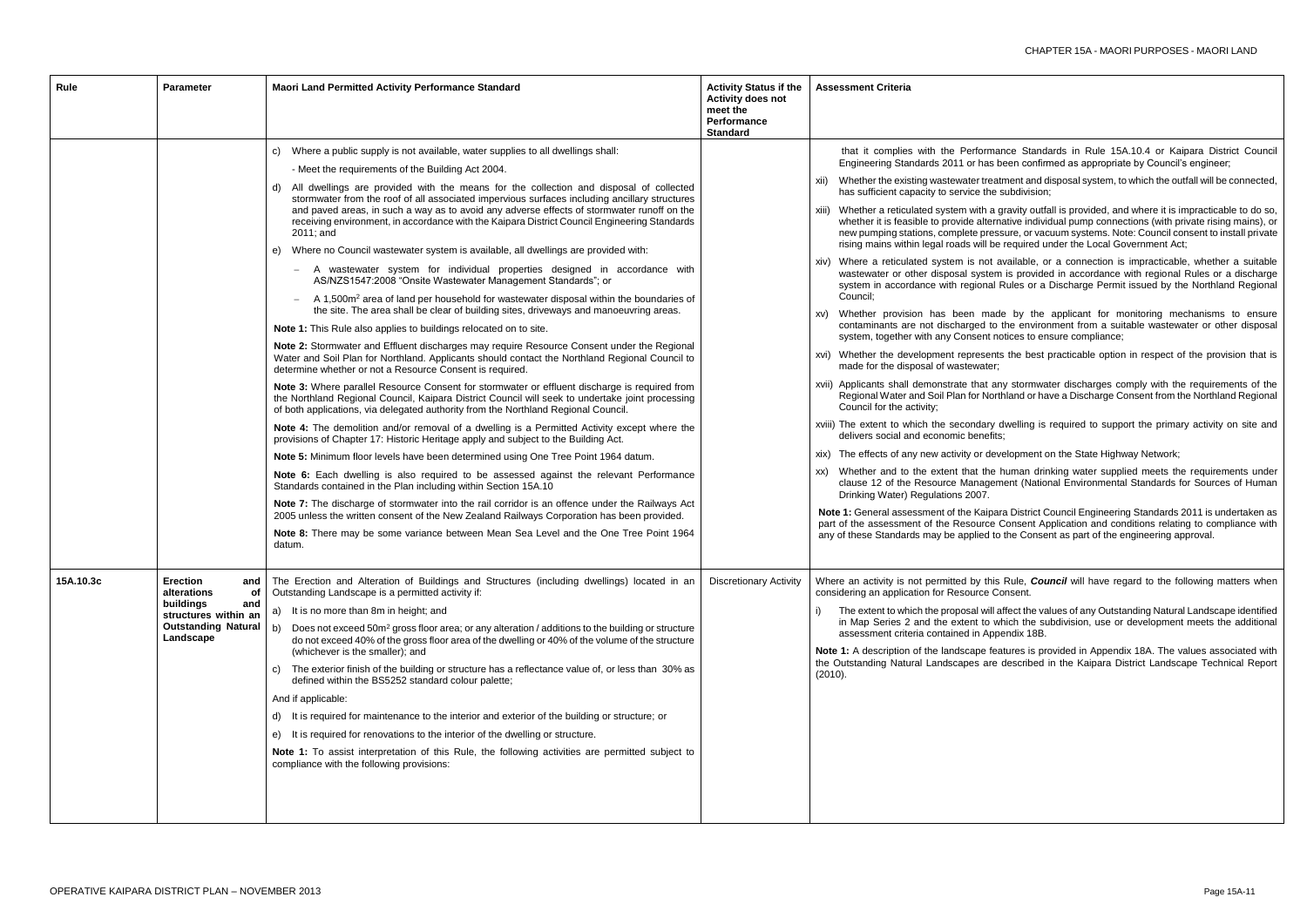| Rule | Parameter | Maori Land Permitted Activity Performance Standard | Activity Status if the Activity does not meet the Performance Standard | Assessment Criteria |
|---|---|---|---|---|
| | | c) Where a public supply is not available, water supplies to all dwellings shall:<br>- Meet the requirements of the Building Act 2004.<br>d) All dwellings are provided with the means for the collection and disposal of collected stormwater from the roof of all associated impervious surfaces including ancillary structures and paved areas, in such a way as to avoid any adverse effects of stormwater runoff on the receiving environment, in accordance with the Kaipara District Council Engineering Standards 2011; and<br>e) Where no Council wastewater system is available, all dwellings are provided with:<br>– A wastewater system for individual properties designed in accordance with AS/NZS1547:2008 "Onsite Wastewater Management Standards"; or<br>– A 1,500m² area of land per household for wastewater disposal within the boundaries of the site. The area shall be clear of building sites, driveways and manoeuvring areas.<br>**Note 1:** This Rule also applies to buildings relocated on to site.<br>**Note 2:** Stormwater and Effluent discharges may require Resource Consent under the Regional Water and Soil Plan for Northland. Applicants should contact the Northland Regional Council to determine whether or not a Resource Consent is required.<br>**Note 3:** Where parallel Resource Consent for stormwater or effluent discharge is required from the Northland Regional Council, Kaipara District Council will seek to undertake joint processing of both applications, via delegated authority from the Northland Regional Council.<br>**Note 4:** The demolition and/or removal of a dwelling is a Permitted Activity except where the provisions of Chapter 17: Historic Heritage apply and subject to the Building Act.<br>**Note 5:** Minimum floor levels have been determined using One Tree Point 1964 datum.<br>**Note 6:** Each dwelling is also required to be assessed against the relevant Performance Standards contained in the Plan including within Section 15A.10<br>**Note 7:** The discharge of stormwater into the rail corridor is an offence under the Railways Act 2005 unless the written consent of the New Zealand Railways Corporation has been provided.<br>**Note 8:** There may be some variance between Mean Sea Level and the One Tree Point 1964 datum. | | that it complies with the Performance Standards in Rule 15A.10.4 or Kaipara District Council Engineering Standards 2011 or has been confirmed as appropriate by Council's engineer;<br>xii) Whether the existing wastewater treatment and disposal system, to which the outfall will be connected, has sufficient capacity to service the subdivision;<br>xiii) Whether a reticulated system with a gravity outfall is provided, and where it is impracticable to do so, whether it is feasible to provide alternative individual pump connections (with private rising mains), or new pumping stations, complete pressure, or vacuum systems. Note: Council consent to install private rising mains within legal roads will be required under the Local Government Act;<br>xiv) Where a reticulated system is not available, or a connection is impracticable, whether a suitable wastewater or other disposal system is provided in accordance with regional Rules or a discharge system in accordance with regional Rules or a Discharge Permit issued by the Northland Regional Council;<br>xv) Whether provision has been made by the applicant for monitoring mechanisms to ensure contaminants are not discharged to the environment from a suitable wastewater or other disposal system, together with any Consent notices to ensure compliance;<br>xvi) Whether the development represents the best practicable option in respect of the provision that is made for the disposal of wastewater;<br>xvii) Applicants shall demonstrate that any stormwater discharges comply with the requirements of the Regional Water and Soil Plan for Northland or have a Discharge Consent from the Northland Regional Council for the activity;<br>xviii) The extent to which the secondary dwelling is required to support the primary activity on site and delivers social and economic benefits;<br>xix) The effects of any new activity or development on the State Highway Network;<br>xx) Whether and to the extent that the human drinking water supplied meets the requirements under clause 12 of the Resource Management (National Environmental Standards for Sources of Human Drinking Water) Regulations 2007.<br>**Note 1:** General assessment of the Kaipara District Council Engineering Standards 2011 is undertaken as part of the assessment of the Resource Consent Application and conditions relating to compliance with any of these Standards may be applied to the Consent as part of the engineering approval. |
| 15A.10.3c | **Erection and alterations of buildings and structures within an Outstanding Natural Landscape** | The Erection and Alteration of Buildings and Structures (including dwellings) located in an Outstanding Landscape is a permitted activity if:<br>a) It is no more than 8m in height; and<br>b) Does not exceed 50m² gross floor area; or any alteration / additions to the building or structure do not exceed 40% of the gross floor area of the dwelling or 40% of the volume of the structure (whichever is the smaller); and<br>c) The exterior finish of the building or structure has a reflectance value of, or less than 30% as defined within the BS5252 standard colour palette;<br>And if applicable:<br>d) It is required for maintenance to the interior and exterior of the building or structure; or<br>e) It is required for renovations to the interior of the dwelling or structure.<br>**Note 1:** To assist interpretation of this Rule, the following activities are permitted subject to compliance with the following provisions: | Discretionary Activity | Where an activity is not permitted by this Rule, ***Council*** will have regard to the following matters when considering an application for Resource Consent.<br>i) The extent to which the proposal will affect the values of any Outstanding Natural Landscape identified in Map Series 2 and the extent to which the subdivision, use or development meets the additional assessment criteria contained in Appendix 18B.<br>**Note 1:** A description of the landscape features is provided in Appendix 18A. The values associated with the Outstanding Natural Landscapes are described in the Kaipara District Landscape Technical Report (2010). |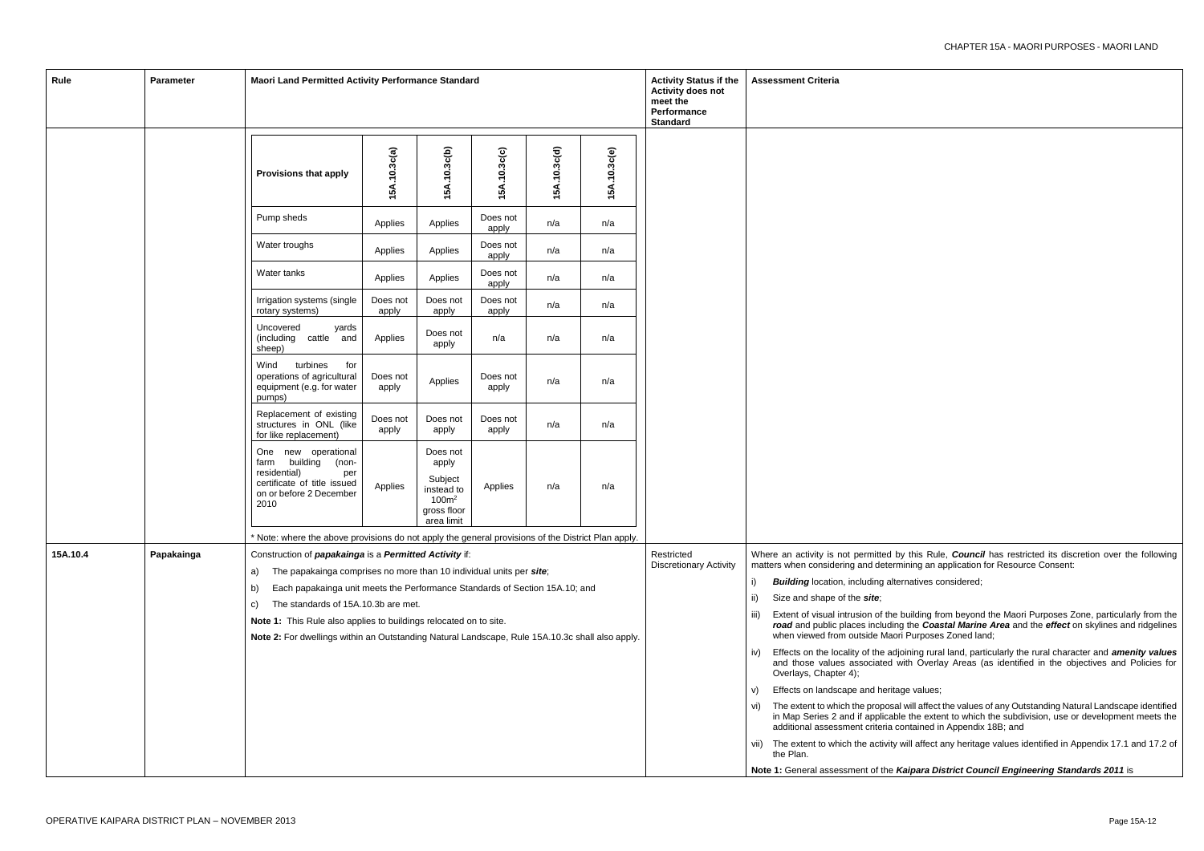| Rule | Parameter | Maori Land Permitted Activity Performance Standard | Activity Status if the Activity does not meet the Performance Standard | Assessment Criteria |
|---|---|---|---|---|
| | | (see nested table below) | | |
| 15A.10.4 | Papakainga | Construction of ***papakainga*** is a ***Permitted Activity*** if:<br>a) The papakainga comprises no more than 10 individual units per ***site***;<br>b) Each papakainga unit meets the Performance Standards of Section 15A.10; and<br>c) The standards of 15A.10.3b are met.<br>**Note 1:** This Rule also applies to buildings relocated on to site.<br>**Note 2:** For dwellings within an Outstanding Natural Landscape, Rule 15A.10.3c shall also apply. | Restricted Discretionary Activity | Where an activity is not permitted by this Rule, ***Council*** has restricted its discretion over the following matters when considering and determining an application for Resource Consent:<br>i) ***Building*** location, including alternatives considered;<br>ii) Size and shape of the ***site***;<br>iii) Extent of visual intrusion of the building from beyond the Maori Purposes Zone, particularly from the ***road*** and public places including the ***Coastal Marine Area*** and the ***effect*** on skylines and ridgelines when viewed from outside Maori Purposes Zoned land;<br>iv) Effects on the locality of the adjoining rural land, particularly the rural character and ***amenity values*** and those values associated with Overlay Areas (as identified in the objectives and Policies for Overlays, Chapter 4);<br>v) Effects on landscape and heritage values;<br>vi) The extent to which the proposal will affect the values of any Outstanding Natural Landscape identified in Map Series 2 and if applicable the extent to which the subdivision, use or development meets the additional assessment criteria contained in Appendix 18B; and<br>vii) The extent to which the activity will affect any heritage values identified in Appendix 17.1 and 17.2 of the Plan.<br>**Note 1:** General assessment of the ***Kaipara District Council Engineering Standards 2011*** is |

| Provisions that apply | 15A.10.3c(a) | 15A.10.3c(b) | 15A.10.3c(c) | 15A.10.3c(d) | 15A.10.3c(e) |
|---|---|---|---|---|---|
| Pump sheds | Applies | Applies | Does not apply | n/a | n/a |
| Water troughs | Applies | Applies | Does not apply | n/a | n/a |
| Water tanks | Applies | Applies | Does not apply | n/a | n/a |
| Irrigation systems (single rotary systems) | Does not apply | Does not apply | Does not apply | n/a | n/a |
| Uncovered yards (including cattle and sheep) | Applies | Does not apply | n/a | n/a | n/a |
| Wind turbines for operations of agricultural equipment (e.g. for water pumps) | Does not apply | Applies | Does not apply | n/a | n/a |
| Replacement of existing structures in ONL (like for like replacement) | Does not apply | Does not apply | Does not apply | n/a | n/a |
| One new operational farm building (non-residential) per certificate of title issued on or before 2 December 2010 | Applies | Does not apply<br>Subject instead to $100m^2$ gross floor area limit | Applies | n/a | n/a |

* Note: where the above provisions do not apply the general provisions of the District Plan apply.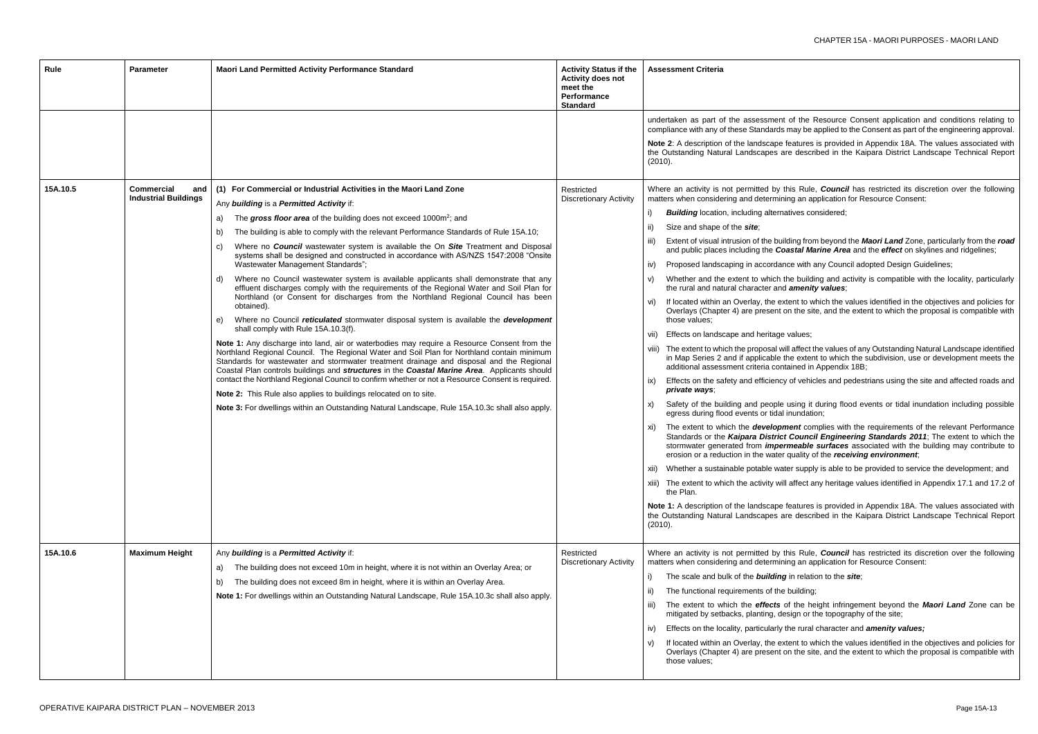| Rule | Parameter | Maori Land Permitted Activity Performance Standard | Activity Status if the Activity does not meet the Performance Standard | Assessment Criteria |
|---|---|---|---|---|
| | | | | undertaken as part of the assessment of the Resource Consent application and conditions relating to compliance with any of these Standards may be applied to the Consent as part of the engineering approval.<br><br>**Note 2**: A description of the landscape features is provided in Appendix 18A. The values associated with the Outstanding Natural Landscapes are described in the Kaipara District Landscape Technical Report (2010). |
| 15A.10.5 | **Commercial and Industrial Buildings** | **(1) For Commercial or Industrial Activities in the Maori Land Zone**<br><br>Any ***building*** is a ***Permitted Activity*** if:<br><br>a) The ***gross floor area*** of the building does not exceed 1000m²; and<br><br>b) The building is able to comply with the relevant Performance Standards of Rule 15A.10;<br><br>c) Where no ***Council*** wastewater system is available the On ***Site*** Treatment and Disposal systems shall be designed and constructed in accordance with AS/NZS 1547:2008 "Onsite Wastewater Management Standards";<br><br>d) Where no Council wastewater system is available applicants shall demonstrate that any effluent discharges comply with the requirements of the Regional Water and Soil Plan for Northland (or Consent for discharges from the Northland Regional Council has been obtained).<br><br>e) Where no Council ***reticulated*** stormwater disposal system is available the ***development*** shall comply with Rule 15A.10.3(f).<br><br>**Note 1:** Any discharge into land, air or waterbodies may require a Resource Consent from the Northland Regional Council. The Regional Water and Soil Plan for Northland contain minimum Standards for wastewater and stormwater treatment drainage and disposal and the Regional Coastal Plan controls buildings and ***structures*** in the ***Coastal Marine Area***. Applicants should contact the Northland Regional Council to confirm whether or not a Resource Consent is required.<br><br>**Note 2:** This Rule also applies to buildings relocated on to site.<br><br>**Note 3:** For dwellings within an Outstanding Natural Landscape, Rule 15A.10.3c shall also apply. | Restricted Discretionary Activity | Where an activity is not permitted by this Rule, ***Council*** has restricted its discretion over the following matters when considering and determining an application for Resource Consent:<br><br>i) ***Building*** location, including alternatives considered;<br><br>ii) Size and shape of the ***site***;<br><br>iii) Extent of visual intrusion of the building from beyond the ***Maori Land*** Zone, particularly from the ***road*** and public places including the ***Coastal Marine Area*** and the ***effect*** on skylines and ridgelines;<br><br>iv) Proposed landscaping in accordance with any Council adopted Design Guidelines;<br><br>v) Whether and the extent to which the building and activity is compatible with the locality, particularly the rural and natural character and ***amenity values***;<br><br>vi) If located within an Overlay, the extent to which the values identified in the objectives and policies for Overlays (Chapter 4) are present on the site, and the extent to which the proposal is compatible with those values;<br><br>vii) Effects on landscape and heritage values;<br><br>viii) The extent to which the proposal will affect the values of any Outstanding Natural Landscape identified in Map Series 2 and if applicable the extent to which the subdivision, use or development meets the additional assessment criteria contained in Appendix 18B;<br><br>ix) Effects on the safety and efficiency of vehicles and pedestrians using the site and affected roads and ***private ways***;<br><br>x) Safety of the building and people using it during flood events or tidal inundation including possible egress during flood events or tidal inundation;<br><br>xi) The extent to which the ***development*** complies with the requirements of the relevant Performance Standards or the ***Kaipara District Council Engineering Standards 2011***; The extent to which the stormwater generated from ***impermeable surfaces*** associated with the building may contribute to erosion or a reduction in the water quality of the ***receiving environment***;<br><br>xii) Whether a sustainable potable water supply is able to be provided to service the development; and<br><br>xiii) The extent to which the activity will affect any heritage values identified in Appendix 17.1 and 17.2 of the Plan.<br><br>**Note 1:** A description of the landscape features is provided in Appendix 18A. The values associated with the Outstanding Natural Landscapes are described in the Kaipara District Landscape Technical Report (2010). |
| 15A.10.6 | **Maximum Height** | Any ***building*** is a ***Permitted Activity*** if:<br><br>a) The building does not exceed 10m in height, where it is not within an Overlay Area; or<br><br>b) The building does not exceed 8m in height, where it is within an Overlay Area.<br><br>**Note 1:** For dwellings within an Outstanding Natural Landscape, Rule 15A.10.3c shall also apply. | Restricted Discretionary Activity | Where an activity is not permitted by this Rule, ***Council*** has restricted its discretion over the following matters when considering and determining an application for Resource Consent:<br><br>i) The scale and bulk of the ***building*** in relation to the ***site***;<br><br>ii) The functional requirements of the building;<br><br>iii) The extent to which the ***effects*** of the height infringement beyond the ***Maori Land*** Zone can be mitigated by setbacks, planting, design or the topography of the site;<br><br>iv) Effects on the locality, particularly the rural character and ***amenity values;***<br><br>v) If located within an Overlay, the extent to which the values identified in the objectives and policies for Overlays (Chapter 4) are present on the site, and the extent to which the proposal is compatible with those values; |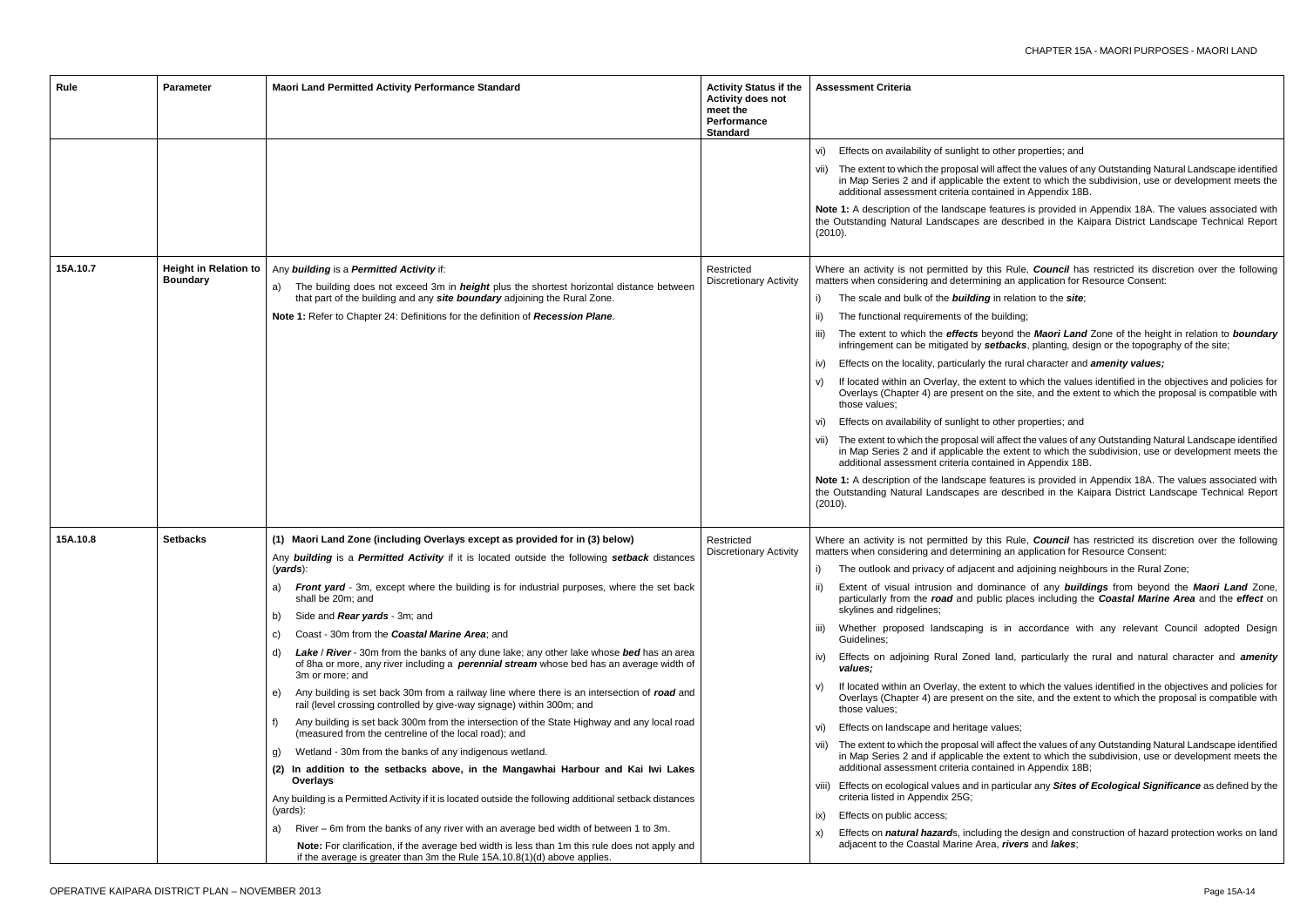| Rule | Parameter | Maori Land Permitted Activity Performance Standard | Activity Status if the Activity does not meet the Performance Standard | Assessment Criteria |
| --- | --- | --- | --- | --- |
| | | | | vi) Effects on availability of sunlight to other properties; and<br><br>vii) The extent to which the proposal will affect the values of any Outstanding Natural Landscape identified in Map Series 2 and if applicable the extent to which the subdivision, use or development meets the additional assessment criteria contained in Appendix 18B.<br><br>**Note 1:** A description of the landscape features is provided in Appendix 18A. The values associated with the Outstanding Natural Landscapes are described in the Kaipara District Landscape Technical Report (2010). |
| 15A.10.7 | **Height in Relation to Boundary** | Any ***building*** is a ***Permitted Activity*** if:<br><br>a) The building does not exceed 3m in ***height*** plus the shortest horizontal distance between that part of the building and any ***site boundary*** adjoining the Rural Zone.<br><br>**Note 1:** Refer to Chapter 24: Definitions for the definition of ***Recession Plane***. | Restricted Discretionary Activity | Where an activity is not permitted by this Rule, ***Council*** has restricted its discretion over the following matters when considering and determining an application for Resource Consent:<br><br>i) The scale and bulk of the ***building*** in relation to the ***site***;<br><br>ii) The functional requirements of the building;<br><br>iii) The extent to which the ***effects*** beyond the ***Maori Land*** Zone of the height in relation to ***boundary*** infringement can be mitigated by ***setbacks***, planting, design or the topography of the site;<br><br>iv) Effects on the locality, particularly the rural character and ***amenity values;***<br><br>v) If located within an Overlay, the extent to which the values identified in the objectives and policies for Overlays (Chapter 4) are present on the site, and the extent to which the proposal is compatible with those values;<br><br>vi) Effects on availability of sunlight to other properties; and<br><br>vii) The extent to which the proposal will affect the values of any Outstanding Natural Landscape identified in Map Series 2 and if applicable the extent to which the subdivision, use or development meets the additional assessment criteria contained in Appendix 18B.<br><br>**Note 1:** A description of the landscape features is provided in Appendix 18A. The values associated with the Outstanding Natural Landscapes are described in the Kaipara District Landscape Technical Report (2010). |
| 15A.10.8 | **Setbacks** | **(1) Maori Land Zone (including Overlays except as provided for in (3) below)**<br><br>Any ***building*** is a ***Permitted Activity*** if it is located outside the following ***setback*** distances (***yards***):<br><br>a) ***Front yard*** - 3m, except where the building is for industrial purposes, where the set back shall be 20m; and<br><br>b) Side and ***Rear yards*** - 3m; and<br><br>c) Coast - 30m from the ***Coastal Marine Area***; and<br><br>d) ***Lake*** / ***River*** - 30m from the banks of any dune lake; any other lake whose ***bed*** has an area of 8ha or more, any river including a ***perennial stream*** whose bed has an average width of 3m or more; and<br><br>e) Any building is set back 30m from a railway line where there is an intersection of ***road*** and rail (level crossing controlled by give-way signage) within 300m; and<br><br>f) Any building is set back 300m from the intersection of the State Highway and any local road (measured from the centreline of the local road); and<br><br>g) Wetland - 30m from the banks of any indigenous wetland.<br><br>**(2) In addition to the setbacks above, in the Mangawhai Harbour and Kai Iwi Lakes Overlays**<br><br>Any building is a Permitted Activity if it is located outside the following additional setback distances (yards):<br><br>a) River – 6m from the banks of any river with an average bed width of between 1 to 3m.<br><br>**Note:** For clarification, if the average bed width is less than 1m this rule does not apply and if the average is greater than 3m the Rule 15A.10.8(1)(d) above applies. | Restricted Discretionary Activity | Where an activity is not permitted by this Rule, ***Council*** has restricted its discretion over the following matters when considering and determining an application for Resource Consent:<br><br>i) The outlook and privacy of adjacent and adjoining neighbours in the Rural Zone;<br><br>ii) Extent of visual intrusion and dominance of any ***buildings*** from beyond the ***Maori Land*** Zone, particularly from the ***road*** and public places including the ***Coastal Marine Area*** and the ***effect*** on skylines and ridgelines;<br><br>iii) Whether proposed landscaping is in accordance with any relevant Council adopted Design Guidelines;<br><br>iv) Effects on adjoining Rural Zoned land, particularly the rural and natural character and ***amenity values;***<br><br>v) If located within an Overlay, the extent to which the values identified in the objectives and policies for Overlays (Chapter 4) are present on the site, and the extent to which the proposal is compatible with those values;<br><br>vi) Effects on landscape and heritage values;<br><br>vii) The extent to which the proposal will affect the values of any Outstanding Natural Landscape identified in Map Series 2 and if applicable the extent to which the subdivision, use or development meets the additional assessment criteria contained in Appendix 18B;<br><br>viii) Effects on ecological values and in particular any ***Sites of Ecological Significance*** as defined by the criteria listed in Appendix 25G;<br><br>ix) Effects on public access;<br><br>x) Effects on ***natural hazard***s, including the design and construction of hazard protection works on land adjacent to the Coastal Marine Area, ***rivers*** and ***lakes***; |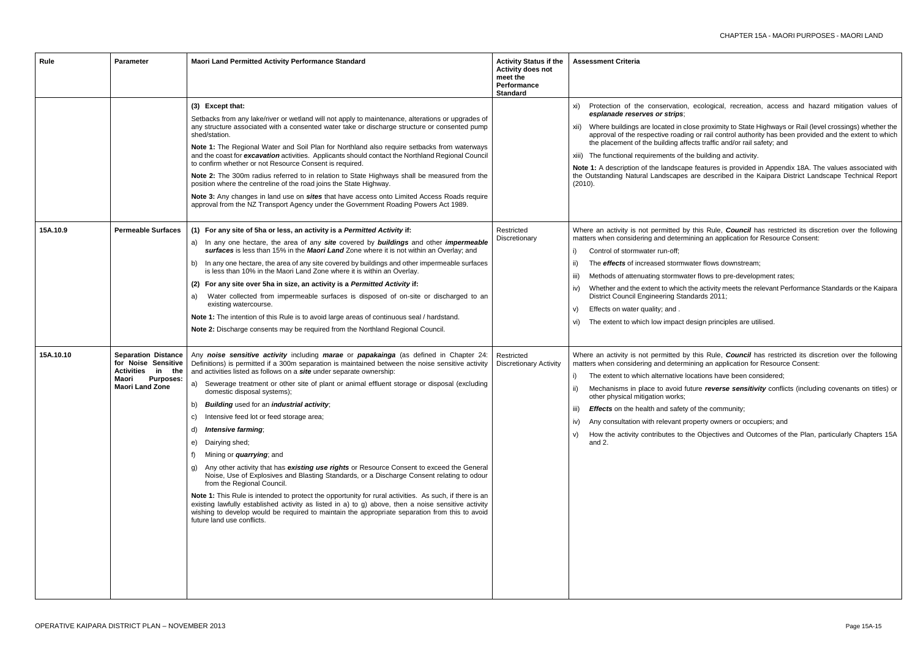| Rule | Parameter | Maori Land Permitted Activity Performance Standard | Activity Status if the Activity does not meet the Performance Standard | Assessment Criteria |
|---|---|---|---|---|
| | | **(3) Except that:**<br><br>Setbacks from any lake/river or wetland will not apply to maintenance, alterations or upgrades of any structure associated with a consented water take or discharge structure or consented pump shed/station.<br><br>**Note 1:** The Regional Water and Soil Plan for Northland also require setbacks from waterways and the coast for ***excavation*** activities. Applicants should contact the Northland Regional Council to confirm whether or not Resource Consent is required.<br><br>**Note 2:** The 300m radius referred to in relation to State Highways shall be measured from the position where the centreline of the road joins the State Highway.<br><br>**Note 3:** Any changes in land use on ***sites*** that have access onto Limited Access Roads require approval from the NZ Transport Agency under the Government Roading Powers Act 1989. | | xi) Protection of the conservation, ecological, recreation, access and hazard mitigation values of ***esplanade reserves or strips***;<br><br>xii) Where buildings are located in close proximity to State Highways or Rail (level crossings) whether the approval of the respective roading or rail control authority has been provided and the extent to which the placement of the building affects traffic and/or rail safety; and<br><br>xiii) The functional requirements of the building and activity.<br><br>**Note 1:** A description of the landscape features is provided in Appendix 18A. The values associated with the Outstanding Natural Landscapes are described in the Kaipara District Landscape Technical Report (2010). |
| 15A.10.9 | **Permeable Surfaces** | **(1) For any site of 5ha or less, an activity is a *Permitted Activity* if:**<br><br>a) In any one hectare, the area of any ***site*** covered by ***buildings*** and other ***impermeable surfaces*** is less than 15% in the ***Maori Land*** Zone where it is not within an Overlay; and<br><br>b) In any one hectare, the area of any site covered by buildings and other impermeable surfaces is less than 10% in the Maori Land Zone where it is within an Overlay.<br><br>**(2) For any site over 5ha in size, an activity is a *Permitted Activity* if:**<br><br>a) Water collected from impermeable surfaces is disposed of on-site or discharged to an existing watercourse.<br><br>**Note 1:** The intention of this Rule is to avoid large areas of continuous seal / hardstand.<br><br>**Note 2:** Discharge consents may be required from the Northland Regional Council. | Restricted Discretionary | Where an activity is not permitted by this Rule, ***Council*** has restricted its discretion over the following matters when considering and determining an application for Resource Consent:<br><br>i) Control of stormwater run-off;<br><br>ii) The ***effects*** of increased stormwater flows downstream;<br><br>iii) Methods of attenuating stormwater flows to pre-development rates;<br><br>iv) Whether and the extent to which the activity meets the relevant Performance Standards or the Kaipara District Council Engineering Standards 2011;<br><br>v) Effects on water quality; and .<br><br>vi) The extent to which low impact design principles are utilised. |
| 15A.10.10 | **Separation Distance for Noise Sensitive Activities in the Maori Purposes: Maori Land Zone** | Any ***noise sensitive activity*** including ***marae*** or ***papakainga*** (as defined in Chapter 24: Definitions) is permitted if a 300m separation is maintained between the noise sensitive activity and activities listed as follows on a ***site*** under separate ownership:<br><br>a) Sewerage treatment or other site of plant or animal effluent storage or disposal (excluding domestic disposal systems);<br><br>b) ***Building*** used for an ***industrial activity***;<br><br>c) Intensive feed lot or feed storage area;<br><br>d) ***Intensive farming***;<br><br>e) Dairying shed;<br><br>f) Mining or ***quarrying***; and<br><br>g) Any other activity that has ***existing use rights*** or Resource Consent to exceed the General Noise, Use of Explosives and Blasting Standards, or a Discharge Consent relating to odour from the Regional Council.<br><br>**Note 1:** This Rule is intended to protect the opportunity for rural activities. As such, if there is an existing lawfully established activity as listed in a) to g) above, then a noise sensitive activity wishing to develop would be required to maintain the appropriate separation from this to avoid future land use conflicts. | Restricted Discretionary Activity | Where an activity is not permitted by this Rule, ***Council*** has restricted its discretion over the following matters when considering and determining an application for Resource Consent:<br><br>i) The extent to which alternative locations have been considered;<br><br>ii) Mechanisms in place to avoid future ***reverse sensitivity*** conflicts (including covenants on titles) or other physical mitigation works;<br><br>iii) ***Effects*** on the health and safety of the community;<br><br>iv) Any consultation with relevant property owners or occupiers; and<br><br>v) How the activity contributes to the Objectives and Outcomes of the Plan, particularly Chapters 15A and 2. |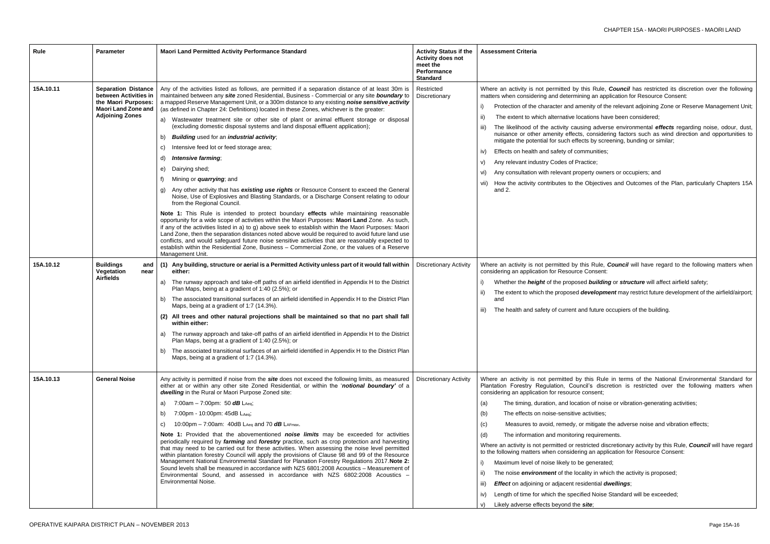| Rule | Parameter | Maori Land Permitted Activity Performance Standard | Activity Status if the Activity does not meet the Performance Standard | Assessment Criteria |
|---|---|---|---|---|
| 15A.10.11 | **Separation Distance between Activities in the Maori Purposes: Maori Land Zone and Adjoining Zones** | Any of the activities listed as follows, are permitted if a separation distance of at least 30m is maintained between any ***site*** zoned Residential, Business - Commercial or any site ***boundary*** to a mapped Reserve Management Unit, or a 300m distance to any existing ***noise sensitive activity*** (as defined in Chapter 24: Definitions) located in these Zones, whichever is the greater:<br>a) Wastewater treatment site or other site of plant or animal effluent storage or disposal (excluding domestic disposal systems and land disposal effluent application);<br>b) ***Building*** used for an ***industrial activity***;<br>c) Intensive feed lot or feed storage area;<br>d) ***Intensive farming***;<br>e) Dairying shed;<br>f) Mining or ***quarrying***; and<br>g) Any other activity that has ***existing use rights*** or Resource Consent to exceed the General Noise, Use of Explosives and Blasting Standards, or a Discharge Consent relating to odour from the Regional Council.<br>**Note 1:** This Rule is intended to protect boundary **effects** while maintaining reasonable opportunity for a wide scope of activities within the Maori Purposes: **Maori Land** Zone. As such, if any of the activities listed in a) to g) above seek to establish within the Maori Purposes: Maori Land Zone, then the separation distances noted above would be required to avoid future land use conflicts, and would safeguard future noise sensitive activities that are reasonably expected to establish within the Residential Zone, Business – Commercial Zone, or the values of a Reserve Management Unit. | Restricted Discretionary | Where an activity is not permitted by this Rule, ***Council*** has restricted its discretion over the following matters when considering and determining an application for Resource Consent:<br>i) Protection of the character and amenity of the relevant adjoining Zone or Reserve Management Unit;<br>ii) The extent to which alternative locations have been considered;<br>iii) The likelihood of the activity causing adverse environmental ***effects*** regarding noise, odour, dust, nuisance or other amenity effects, considering factors such as wind direction and opportunities to mitigate the potential for such effects by screening, bunding or similar;<br>iv) Effects on health and safety of communities;<br>v) Any relevant industry Codes of Practice;<br>vi) Any consultation with relevant property owners or occupiers; and<br>vii) How the activity contributes to the Objectives and Outcomes of the Plan, particularly Chapters 15A and 2. |
| 15A.10.12 | **Buildings and Vegetation near Airfields** | **(1) Any building, structure or aerial is a Permitted Activity unless part of it would fall within either:**<br>a) The runway approach and take-off paths of an airfield identified in Appendix H to the District Plan Maps, being at a gradient of 1:40 (2.5%); or<br>b) The associated transitional surfaces of an airfield identified in Appendix H to the District Plan Maps, being at a gradient of 1:7 (14.3%).<br>**(2) All trees and other natural projections shall be maintained so that no part shall fall within either:**<br>a) The runway approach and take-off paths of an airfield identified in Appendix H to the District Plan Maps, being at a gradient of 1:40 (2.5%); or<br>b) The associated transitional surfaces of an airfield identified in Appendix H to the District Plan Maps, being at a gradient of 1:7 (14.3%). | Discretionary Activity | Where an activity is not permitted by this Rule, ***Council*** will have regard to the following matters when considering an application for Resource Consent:<br>i) Whether the ***height*** of the proposed ***building*** or ***structure*** will affect airfield safety;<br>ii) The extent to which the proposed ***development*** may restrict future development of the airfield/airport; and<br>iii) The health and safety of current and future occupiers of the building. |
| 15A.10.13 | **General Noise** | Any activity is permitted if noise from the ***site*** does not exceed the following limits, as measured either at or within any other site Zoned Residential, or within the '***notional boundary'*** of a ***dwelling*** in the Rural or Maori Purpose Zoned site:<br>a) 7:00am – 7:00pm: 50 ***dB*** $L_{Aeq}$;<br>b) 7:00pm - 10:00pm: 45dB $L_{Aeq}$;<br>c) 10:00pm – 7:00am: 40dB $L_{Aeq}$ and 70 ***dB*** $L_{AFmax}$.<br>**Note 1:** Provided that the abovementioned ***noise limits*** may be exceeded for activities periodically required by ***farming*** and ***forestry*** practice, such as crop protection and harvesting that may need to be carried out for these activities. When assessing the noise level permitted within plantation forestry Council will apply the provisions of Clause 98 and 99 of the Resource Management National Environmental Standard for Planation Forestry Regulations 2017.**Note 2:** Sound levels shall be measured in accordance with NZS 6801:2008 Acoustics – Measurement of Environmental Sound, and assessed in accordance with NZS 6802:2008 Acoustics – Environmental Noise. | Discretionary Activity | Where an activity is not permitted by this Rule in terms of the National Environmental Standard for Plantation Forestry Regulation, Council's discretion is restricted over the following matters when considering an application for resource consent;<br>(a) The timing, duration, and location of noise or vibration-generating activities;<br>(b) The effects on noise-sensitive activities;<br>(c) Measures to avoid, remedy, or mitigate the adverse noise and vibration effects;<br>(d) The information and monitoring requirements.<br>Where an activity is not permitted or restricted discretionary activity by this Rule, ***Council*** will have regard to the following matters when considering an application for Resource Consent:<br>i) Maximum level of noise likely to be generated;<br>ii) The noise ***environment*** of the locality in which the activity is proposed;<br>iii) ***Effect*** on adjoining or adjacent residential ***dwellings***;<br>iv) Length of time for which the specified Noise Standard will be exceeded;<br>v) Likely adverse effects beyond the ***site***; |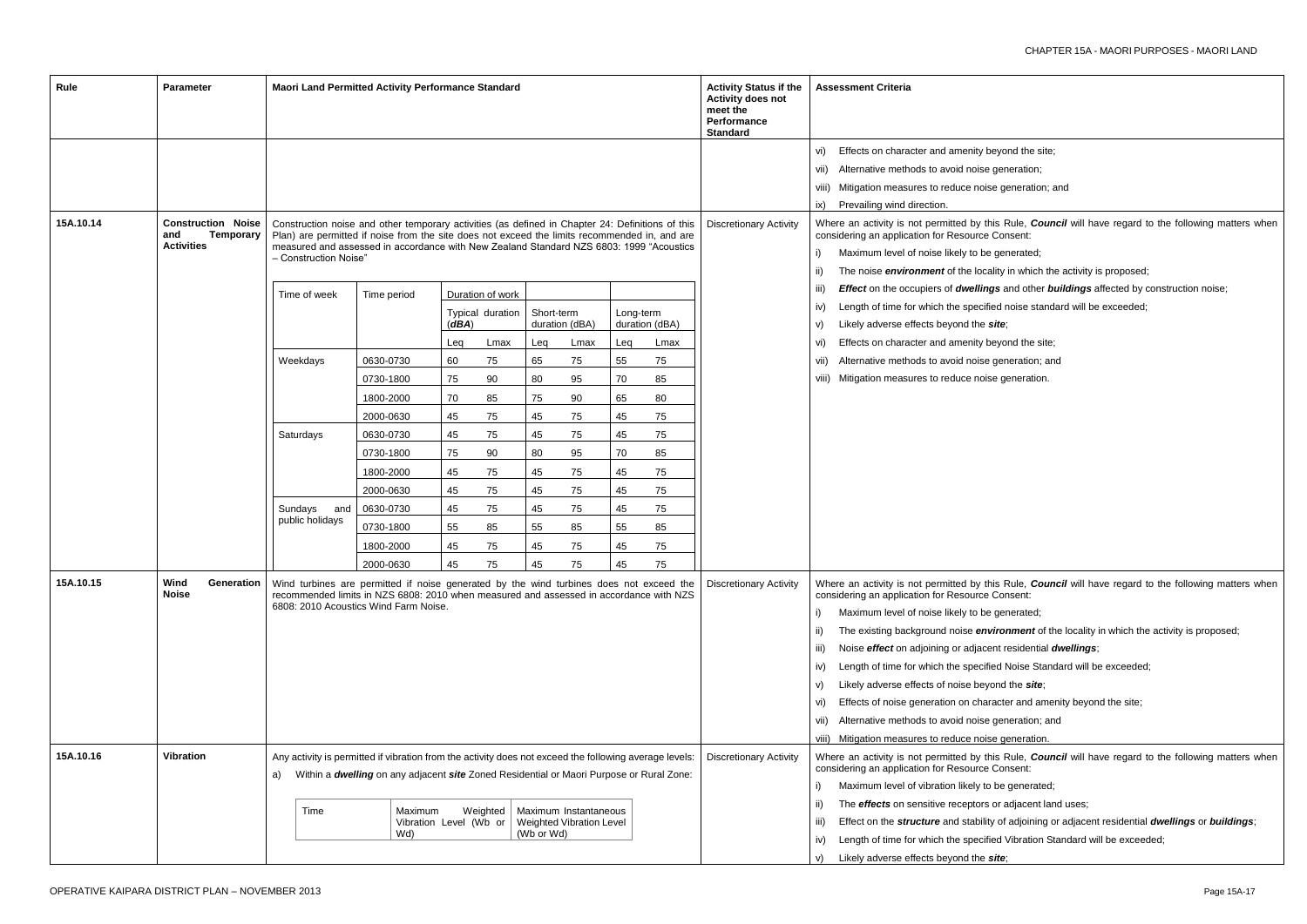| Rule | Parameter | Maori Land Permitted Activity Performance Standard | Activity Status if the Activity does not meet the Performance Standard | Assessment Criteria |
|---|---|---|---|---|
| | | | | vi) Effects on character and amenity beyond the site;<br>vii) Alternative methods to avoid noise generation;<br>viii) Mitigation measures to reduce noise generation; and<br>ix) Prevailing wind direction. |
| 15A.10.14 | Construction Noise and Temporary Activities | Construction noise and other temporary activities (as defined in Chapter 24: Definitions of this Plan) are permitted if noise from the site does not exceed the limits recommended in, and are measured and assessed in accordance with New Zealand Standard NZS 6803: 1999 "Acoustics – Construction Noise" (see table below) | Discretionary Activity | Where an activity is not permitted by this Rule, ***Council*** will have regard to the following matters when considering an application for Resource Consent:<br>i) Maximum level of noise likely to be generated;<br>ii) The noise ***environment*** of the locality in which the activity is proposed;<br>iii) ***Effect*** on the occupiers of ***dwellings*** and other ***buildings*** affected by construction noise;<br>iv) Length of time for which the specified noise standard will be exceeded;<br>v) Likely adverse effects beyond the ***site***;<br>vi) Effects on character and amenity beyond the site;<br>vii) Alternative methods to avoid noise generation; and<br>viii) Mitigation measures to reduce noise generation. |
| 15A.10.15 | Wind Generation Noise | Wind turbines are permitted if noise generated by the wind turbines does not exceed the recommended limits in NZS 6808: 2010 when measured and assessed in accordance with NZS 6808: 2010 Acoustics Wind Farm Noise. | Discretionary Activity | Where an activity is not permitted by this Rule, ***Council*** will have regard to the following matters when considering an application for Resource Consent:<br>i) Maximum level of noise likely to be generated;<br>ii) The existing background noise ***environment*** of the locality in which the activity is proposed;<br>iii) Noise ***effect*** on adjoining or adjacent residential ***dwellings***;<br>iv) Length of time for which the specified Noise Standard will be exceeded;<br>v) Likely adverse effects of noise beyond the ***site***;<br>vi) Effects of noise generation on character and amenity beyond the site;<br>vii) Alternative methods to avoid noise generation; and<br>viii) Mitigation measures to reduce noise generation. |
| 15A.10.16 | Vibration | Any activity is permitted if vibration from the activity does not exceed the following average levels:<br>a) Within a ***dwelling*** on any adjacent ***site*** Zoned Residential or Maori Purpose or Rural Zone: (see table below) | Discretionary Activity | Where an activity is not permitted by this Rule, ***Council*** will have regard to the following matters when considering an application for Resource Consent:<br>i) Maximum level of vibration likely to be generated;<br>ii) The ***effects*** on sensitive receptors or adjacent land uses;<br>iii) Effect on the ***structure*** and stability of adjoining or adjacent residential ***dwellings*** or ***buildings***;<br>iv) Length of time for which the specified Vibration Standard will be exceeded;<br>v) Likely adverse effects beyond the ***site***; |

**15A.10.14 Construction noise limits:**

| Time of week | Time period | Duration of work: Typical duration (*dBA*) | | Short-term duration (dBA) | | Long-term duration (dBA) | |
|---|---|---|---|---|---|---|---|
| | | Leq | Lmax | Leq | Lmax | Leq | Lmax |
| Weekdays | 0630-0730 | 60 | 75 | 65 | 75 | 55 | 75 |
| | 0730-1800 | 75 | 90 | 80 | 95 | 70 | 85 |
| | 1800-2000 | 70 | 85 | 75 | 90 | 65 | 80 |
| | 2000-0630 | 45 | 75 | 45 | 75 | 45 | 75 |
| Saturdays | 0630-0730 | 45 | 75 | 45 | 75 | 45 | 75 |
| | 0730-1800 | 75 | 90 | 80 | 95 | 70 | 85 |
| | 1800-2000 | 45 | 75 | 45 | 75 | 45 | 75 |
| | 2000-0630 | 45 | 75 | 45 | 75 | 45 | 75 |
| Sundays and public holidays | 0630-0730 | 45 | 75 | 45 | 75 | 45 | 75 |
| | 0730-1800 | 55 | 85 | 55 | 85 | 55 | 85 |
| | 1800-2000 | 45 | 75 | 45 | 75 | 45 | 75 |
| | 2000-0630 | 45 | 75 | 45 | 75 | 45 | 75 |

**15A.10.16 Vibration levels:**

| Time | Maximum Weighted Vibration Level (Wb or Wd) | Maximum Instantaneous Weighted Vibration Level (Wb or Wd) |
|---|---|---|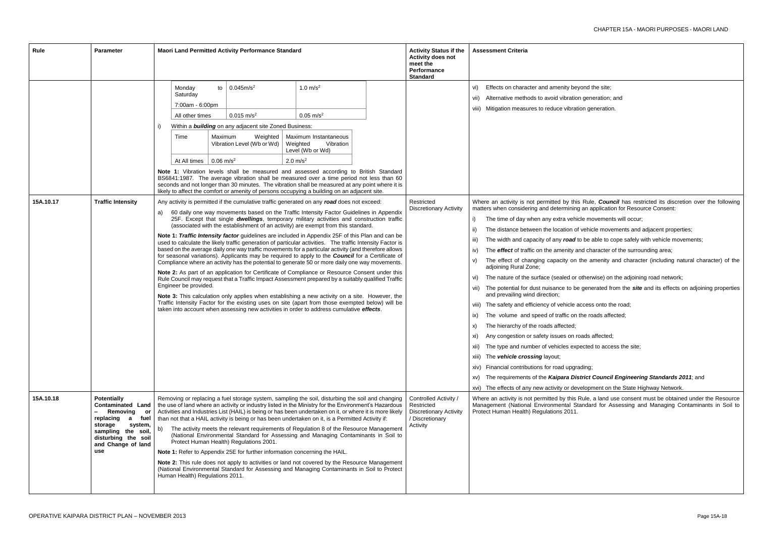| Rule | Parameter | Maori Land Permitted Activity Performance Standard | Activity Status if the Activity does not meet the Performance Standard | Assessment Criteria |
|---|---|---|---|---|
| | | Monday to Saturday 7:00am - 6:00pm: $0.045 m/s^2$; $1.0 m/s^2$<br>All other times: $0.015 m/s^2$; $0.05 m/s^2$<br><br>i) Within a ***building*** on any adjacent site Zoned Business:<br>Time / Maximum Weighted Vibration Level (Wb or Wd) / Maximum Instantaneous Weighted Vibration Level (Wb or Wd)<br>At All times: $0.06 m/s^2$; $2.0 m/s^2$<br><br>**Note 1:** Vibration levels shall be measured and assessed according to British Standard BS6841:1987. The average vibration shall be measured over a time period not less than 60 seconds and not longer than 30 minutes. The vibration shall be measured at any point where it is likely to affect the comfort or amenity of persons occupying a building on an adjacent site. | | vi) Effects on character and amenity beyond the site;<br>vii) Alternative methods to avoid vibration generation; and<br>viii) Mitigation measures to reduce vibration generation. |
| 15A.10.17 | **Traffic Intensity** | Any activity is permitted if the cumulative traffic generated on any ***road*** does not exceed:<br>a) 60 daily one way movements based on the Traffic Intensity Factor Guidelines in Appendix 25F. Except that single ***dwellings***, temporary military activities and construction traffic (associated with the establishment of an activity) are exempt from this standard.<br><br>**Note 1:** ***Traffic Intensity factor*** guidelines are included in Appendix 25F of this Plan and can be used to calculate the likely traffic generation of particular activities. The Traffic Intensity Factor is based on the average daily one way traffic movements for a particular activity (and therefore allows for seasonal variations). Applicants may be required to apply to the ***Council*** for a Certificate of Compliance where an activity has the potential to generate 50 or more daily one way movements.<br><br>**Note 2:** As part of an application for Certificate of Compliance or Resource Consent under this Rule Council may request that a Traffic Impact Assessment prepared by a suitably qualified Traffic Engineer be provided.<br><br>**Note 3:** This calculation only applies when establishing a new activity on a site. However, the Traffic Intensity Factor for the existing uses on site (apart from those exempted below) will be taken into account when assessing new activities in order to address cumulative ***effects***. | Restricted Discretionary Activity | Where an activity is not permitted by this Rule, ***Council*** has restricted its discretion over the following matters when considering and determining an application for Resource Consent:<br>i) The time of day when any extra vehicle movements will occur;<br>ii) The distance between the location of vehicle movements and adjacent properties;<br>iii) The width and capacity of any ***road*** to be able to cope safely with vehicle movements;<br>iv) The ***effect*** of traffic on the amenity and character of the surrounding area;<br>v) The effect of changing capacity on the amenity and character (including natural character) of the adjoining Rural Zone;<br>vi) The nature of the surface (sealed or otherwise) on the adjoining road network;<br>vii) The potential for dust nuisance to be generated from the ***site*** and its effects on adjoining properties and prevailing wind direction;<br>viii) The safety and efficiency of vehicle access onto the road;<br>ix) The volume and speed of traffic on the roads affected;<br>x) The hierarchy of the roads affected;<br>xi) Any congestion or safety issues on roads affected;<br>xii) The type and number of vehicles expected to access the site;<br>xiii) The ***vehicle crossing*** layout;<br>xiv) Financial contributions for road upgrading;<br>xv) The requirements of the ***Kaipara District Council Engineering Standards 2011***; and<br>xvi) The effects of any new activity or development on the State Highway Network. |
| 15A.10.18 | **Potentially Contaminated Land – Removing or replacing a fuel storage system, sampling the soil, disturbing the soil and Change of land use** | Removing or replacing a fuel storage system, sampling the soil, disturbing the soil and changing the use of land where an activity or industry listed in the Ministry for the Environment's Hazardous Activities and Industries List (HAIL) is being or has been undertaken on it, or where it is more likely than not that a HAIL activity is being or has been undertaken on it, is a Permitted Activity if:<br>b) The activity meets the relevant requirements of Regulation 8 of the Resource Management (National Environmental Standard for Assessing and Managing Contaminants in Soil to Protect Human Health) Regulations 2001.<br><br>**Note 1:** Refer to Appendix 25E for further information concerning the HAIL.<br><br>**Note 2:** This rule does not apply to activities or land not covered by the Resource Management (National Environmental Standard for Assessing and Managing Contaminants in Soil to Protect Human Health) Regulations 2011. | Controlled Activity / Restricted Discretionary Activity / Discretionary Activity | Where an activity is not permitted by this Rule, a land use consent must be obtained under the Resource Management (National Environmental Standard for Assessing and Managing Contaminants in Soil to Protect Human Health) Regulations 2011. |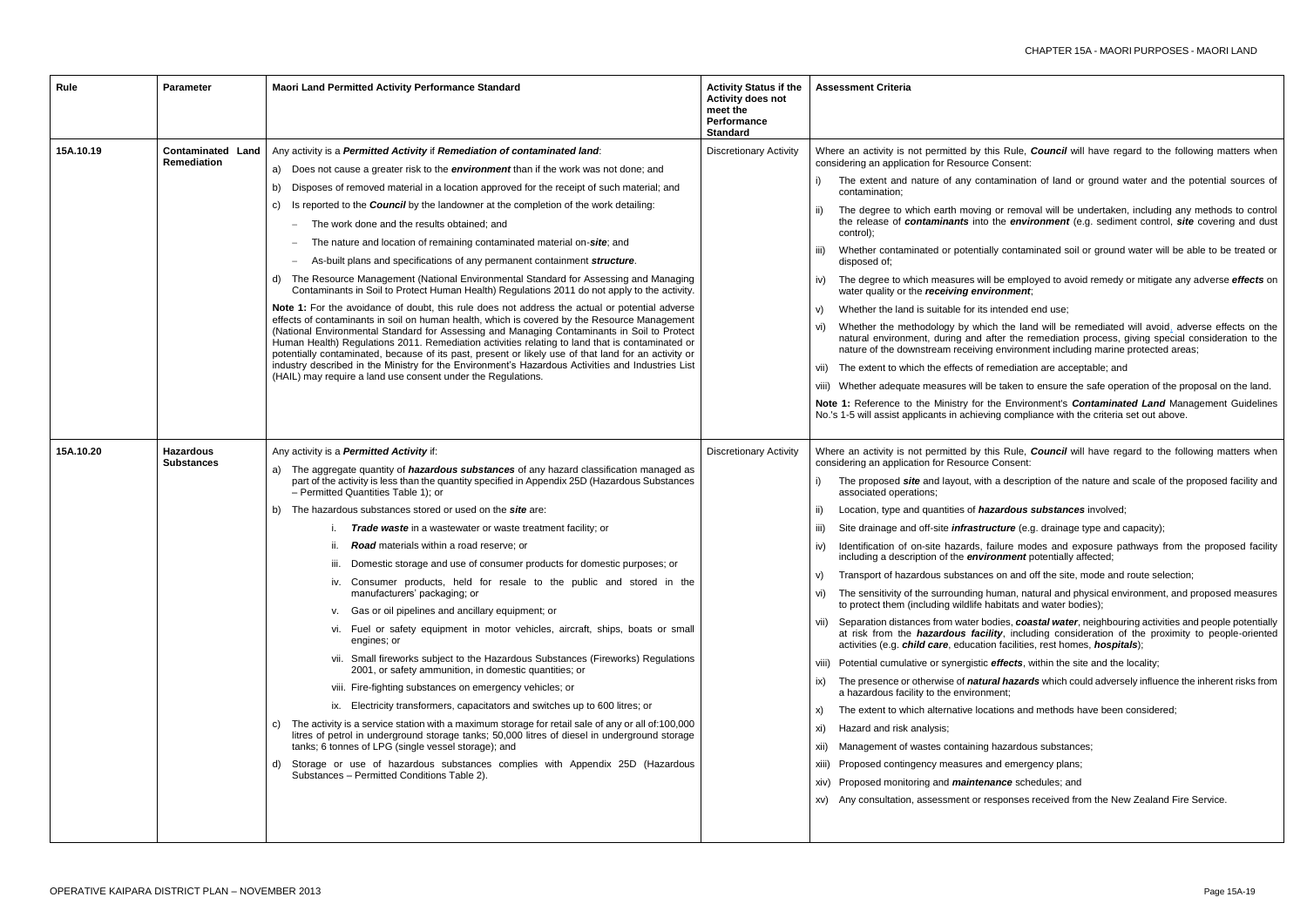| Rule | Parameter | Maori Land Permitted Activity Performance Standard | Activity Status if the Activity does not meet the Performance Standard | Assessment Criteria |
|---|---|---|---|---|
| 15A.10.19 | Contaminated Land Remediation | Any activity is a ***Permitted Activity*** if ***Remediation of contaminated land***:<br>a) Does not cause a greater risk to the ***environment*** than if the work was not done; and<br>b) Disposes of removed material in a location approved for the receipt of such material; and<br>c) Is reported to the ***Council*** by the landowner at the completion of the work detailing:<br>– The work done and the results obtained; and<br>– The nature and location of remaining contaminated material on-***site***; and<br>– As-built plans and specifications of any permanent containment ***structure***.<br>d) The Resource Management (National Environmental Standard for Assessing and Managing Contaminants in Soil to Protect Human Health) Regulations 2011 do not apply to the activity.<br>**Note 1:** For the avoidance of doubt, this rule does not address the actual or potential adverse effects of contaminants in soil on human health, which is covered by the Resource Management (National Environmental Standard for Assessing and Managing Contaminants in Soil to Protect Human Health) Regulations 2011. Remediation activities relating to land that is contaminated or potentially contaminated, because of its past, present or likely use of that land for an activity or industry described in the Ministry for the Environment's Hazardous Activities and Industries List (HAIL) may require a land use consent under the Regulations. | Discretionary Activity | Where an activity is not permitted by this Rule, ***Council*** will have regard to the following matters when considering an application for Resource Consent:<br>i) The extent and nature of any contamination of land or ground water and the potential sources of contamination;<br>ii) The degree to which earth moving or removal will be undertaken, including any methods to control the release of ***contaminants*** into the ***environment*** (e.g. sediment control, ***site*** covering and dust control);<br>iii) Whether contaminated or potentially contaminated soil or ground water will be able to be treated or disposed of;<br>iv) The degree to which measures will be employed to avoid remedy or mitigate any adverse ***effects*** on water quality or the ***receiving environment***;<br>v) Whether the land is suitable for its intended end use;<br>vi) Whether the methodology by which the land will be remediated will avoid, adverse effects on the natural environment, during and after the remediation process, giving special consideration to the nature of the downstream receiving environment including marine protected areas;<br>vii) The extent to which the effects of remediation are acceptable; and<br>viii) Whether adequate measures will be taken to ensure the safe operation of the proposal on the land.<br>**Note 1:** Reference to the Ministry for the Environment's ***Contaminated Land*** Management Guidelines No.'s 1-5 will assist applicants in achieving compliance with the criteria set out above. |
| 15A.10.20 | Hazardous Substances | Any activity is a ***Permitted Activity*** if:<br>a) The aggregate quantity of ***hazardous substances*** of any hazard classification managed as part of the activity is less than the quantity specified in Appendix 25D (Hazardous Substances – Permitted Quantities Table 1); or<br>b) The hazardous substances stored or used on the ***site*** are:<br>i. ***Trade waste*** in a wastewater or waste treatment facility; or<br>ii. ***Road*** materials within a road reserve; or<br>iii. Domestic storage and use of consumer products for domestic purposes; or<br>iv. Consumer products, held for resale to the public and stored in the manufacturers' packaging; or<br>v. Gas or oil pipelines and ancillary equipment; or<br>vi. Fuel or safety equipment in motor vehicles, aircraft, ships, boats or small engines; or<br>vii. Small fireworks subject to the Hazardous Substances (Fireworks) Regulations 2001, or safety ammunition, in domestic quantities; or<br>viii. Fire-fighting substances on emergency vehicles; or<br>ix. Electricity transformers, capacitators and switches up to 600 litres; or<br>c) The activity is a service station with a maximum storage for retail sale of any or all of:100,000 litres of petrol in underground storage tanks; 50,000 litres of diesel in underground storage tanks; 6 tonnes of LPG (single vessel storage); and<br>d) Storage or use of hazardous substances complies with Appendix 25D (Hazardous Substances – Permitted Conditions Table 2). | Discretionary Activity | Where an activity is not permitted by this Rule, ***Council*** will have regard to the following matters when considering an application for Resource Consent:<br>i) The proposed ***site*** and layout, with a description of the nature and scale of the proposed facility and associated operations;<br>ii) Location, type and quantities of ***hazardous substances*** involved;<br>iii) Site drainage and off-site ***infrastructure*** (e.g. drainage type and capacity);<br>iv) Identification of on-site hazards, failure modes and exposure pathways from the proposed facility including a description of the ***environment*** potentially affected;<br>v) Transport of hazardous substances on and off the site, mode and route selection;<br>vi) The sensitivity of the surrounding human, natural and physical environment, and proposed measures to protect them (including wildlife habitats and water bodies);<br>vii) Separation distances from water bodies, ***coastal water***, neighbouring activities and people potentially at risk from the ***hazardous facility***, including consideration of the proximity to people-oriented activities (e.g. ***child care***, education facilities, rest homes, ***hospitals***);<br>viii) Potential cumulative or synergistic ***effects***, within the site and the locality;<br>ix) The presence or otherwise of ***natural hazards*** which could adversely influence the inherent risks from a hazardous facility to the environment;<br>x) The extent to which alternative locations and methods have been considered;<br>xi) Hazard and risk analysis;<br>xii) Management of wastes containing hazardous substances;<br>xiii) Proposed contingency measures and emergency plans;<br>xiv) Proposed monitoring and ***maintenance*** schedules; and<br>xv) Any consultation, assessment or responses received from the New Zealand Fire Service. |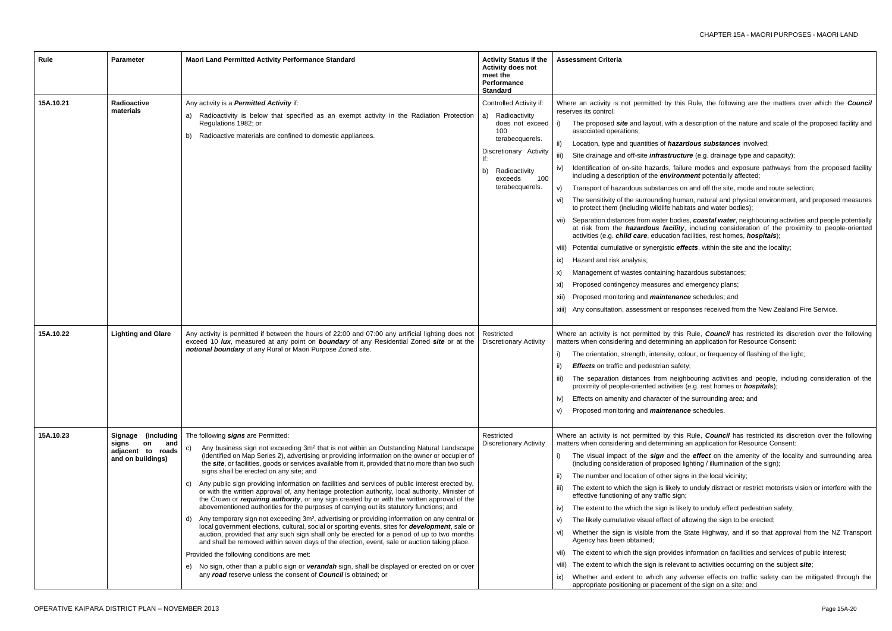| Rule | Parameter | Maori Land Permitted Activity Performance Standard | Activity Status if the Activity does not meet the Performance Standard | Assessment Criteria |
|---|---|---|---|---|
| 15A.10.21 | **Radioactive materials** | Any activity is a ***Permitted Activity*** if:<br>a) Radioactivity is below that specified as an exempt activity in the Radiation Protection Regulations 1982; or<br>b) Radioactive materials are confined to domestic appliances. | Controlled Activity if:<br>a) Radioactivity does not exceed 100 terabecquerels.<br>Discretionary Activity If:<br>b) Radioactivity exceeds 100 terabecquerels. | Where an activity is not permitted by this Rule, the following are the matters over which the ***Council*** reserves its control:<br>i) The proposed ***site*** and layout, with a description of the nature and scale of the proposed facility and associated operations;<br>ii) Location, type and quantities of ***hazardous substances*** involved;<br>iii) Site drainage and off-site ***infrastructure*** (e.g. drainage type and capacity);<br>iv) Identification of on-site hazards, failure modes and exposure pathways from the proposed facility including a description of the ***environment*** potentially affected;<br>v) Transport of hazardous substances on and off the site, mode and route selection;<br>vi) The sensitivity of the surrounding human, natural and physical environment, and proposed measures to protect them (including wildlife habitats and water bodies);<br>vii) Separation distances from water bodies, ***coastal water***, neighbouring activities and people potentially at risk from the ***hazardous facility***, including consideration of the proximity to people-oriented activities (e.g. ***child care***, education facilities, rest homes, ***hospitals***);<br>viii) Potential cumulative or synergistic ***effects***, within the site and the locality;<br>ix) Hazard and risk analysis;<br>x) Management of wastes containing hazardous substances;<br>xi) Proposed contingency measures and emergency plans;<br>xii) Proposed monitoring and ***maintenance*** schedules; and<br>xiii) Any consultation, assessment or responses received from the New Zealand Fire Service. |
| 15A.10.22 | **Lighting and Glare** | Any activity is permitted if between the hours of 22:00 and 07:00 any artificial lighting does not exceed 10 ***lux***, measured at any point on ***boundary*** of any Residential Zoned ***site*** or at the ***notional boundary*** of any Rural or Maori Purpose Zoned site. | Restricted Discretionary Activity | Where an activity is not permitted by this Rule, ***Council*** has restricted its discretion over the following matters when considering and determining an application for Resource Consent:<br>i) The orientation, strength, intensity, colour, or frequency of flashing of the light;<br>ii) ***Effects*** on traffic and pedestrian safety;<br>iii) The separation distances from neighbouring activities and people, including consideration of the proximity of people-oriented activities (e.g. rest homes or ***hospitals***);<br>iv) Effects on amenity and character of the surrounding area; and<br>v) Proposed monitoring and ***maintenance*** schedules. |
| 15A.10.23 | **Signage (including signs on and adjacent to roads and on buildings)** | The following ***signs*** are Permitted:<br>c) Any business sign not exceeding 3m² that is not within an Outstanding Natural Landscape (identified on Map Series 2), advertising or providing information on the owner or occupier of the ***site***, or facilities, goods or services available from it, provided that no more than two such signs shall be erected on any site; and<br>c) Any public sign providing information on facilities and services of public interest erected by, or with the written approval of, any heritage protection authority, local authority, Minister of the Crown or ***requiring authority***, or any sign created by or with the written approval of the abovementioned authorities for the purposes of carrying out its statutory functions; and<br>d) Any temporary sign not exceeding 3m², advertising or providing information on any central or local government elections, cultural, social or sporting events, sites for ***development***, sale or auction, provided that any such sign shall only be erected for a period of up to two months and shall be removed within seven days of the election, event, sale or auction taking place.<br>Provided the following conditions are met:<br>e) No sign, other than a public sign or ***verandah*** sign, shall be displayed or erected on or over any ***road*** reserve unless the consent of ***Council*** is obtained; or | Restricted Discretionary Activity | Where an activity is not permitted by this Rule, ***Council*** has restricted its discretion over the following matters when considering and determining an application for Resource Consent:<br>i) The visual impact of the ***sign*** and the ***effect*** on the amenity of the locality and surrounding area (including consideration of proposed lighting / illumination of the sign);<br>ii) The number and location of other signs in the local vicinity;<br>iii) The extent to which the sign is likely to unduly distract or restrict motorists vision or interfere with the effective functioning of any traffic sign;<br>iv) The extent to the which the sign is likely to unduly effect pedestrian safety;<br>v) The likely cumulative visual effect of allowing the sign to be erected;<br>vi) Whether the sign is visible from the State Highway, and if so that approval from the NZ Transport Agency has been obtained;<br>vii) The extent to which the sign provides information on facilities and services of public interest;<br>viii) The extent to which the sign is relevant to activities occurring on the subject ***site***;<br>ix) Whether and extent to which any adverse effects on traffic safety can be mitigated through the appropriate positioning or placement of the sign on a site; and |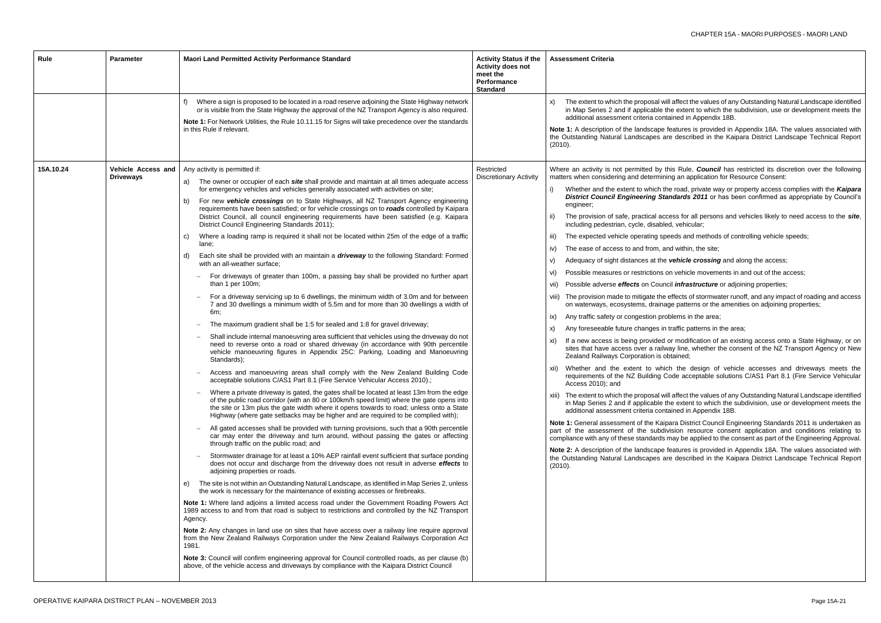| Rule | Parameter | Maori Land Permitted Activity Performance Standard | Activity Status if the Activity does not meet the Performance Standard | Assessment Criteria |
|---|---|---|---|---|
| | | f) Where a sign is proposed to be located in a road reserve adjoining the State Highway network or is visible from the State Highway the approval of the NZ Transport Agency is also required.<br><br>**Note 1:** For Network Utilities, the Rule 10.11.15 for Signs will take precedence over the standards in this Rule if relevant. | | x) The extent to which the proposal will affect the values of any Outstanding Natural Landscape identified in Map Series 2 and if applicable the extent to which the subdivision, use or development meets the additional assessment criteria contained in Appendix 18B.<br><br>**Note 1:** A description of the landscape features is provided in Appendix 18A. The values associated with the Outstanding Natural Landscapes are described in the Kaipara District Landscape Technical Report (2010). |
| 15A.10.24 | Vehicle Access and Driveways | Any activity is permitted if:<br><br>a) The owner or occupier of each ***site*** shall provide and maintain at all times adequate access for emergency vehicles and vehicles generally associated with activities on site;<br><br>b) For new ***vehicle crossings*** on to State Highways, all NZ Transport Agency engineering requirements have been satisfied; or for vehicle crossings on to ***roads*** controlled by Kaipara District Council, all council engineering requirements have been satisfied (e.g. Kaipara District Council Engineering Standards 2011);<br><br>c) Where a loading ramp is required it shall not be located within 25m of the edge of a traffic lane;<br><br>d) Each site shall be provided with an maintain a ***driveway*** to the following Standard: Formed with an all-weather surface;<br><br>– For driveways of greater than 100m, a passing bay shall be provided no further apart than 1 per 100m;<br><br>– For a driveway servicing up to 6 dwellings, the minimum width of 3.0m and for between 7 and 30 dwellings a minimum width of 5.5m and for more than 30 dwellings a width of 6m;<br><br>– The maximum gradient shall be 1:5 for sealed and 1:8 for gravel driveway;<br><br>– Shall include internal manoeuvring area sufficient that vehicles using the driveway do not need to reverse onto a road or shared driveway (in accordance with 90th percentile vehicle manoeuvring figures in Appendix 25C: Parking, Loading and Manoeuvring Standards);<br><br>– Access and manoeuvring areas shall comply with the New Zealand Building Code acceptable solutions C/AS1 Part 8.1 (Fire Service Vehicular Access 2010).;<br><br>– Where a private driveway is gated, the gates shall be located at least 13m from the edge of the public road corridor (with an 80 or 100km/h speed limit) where the gate opens into the site or 13m plus the gate width where it opens towards to road; unless onto a State Highway (where gate setbacks may be higher and are required to be complied with);<br><br>– All gated accesses shall be provided with turning provisions, such that a 90th percentile car may enter the driveway and turn around, without passing the gates or affecting through traffic on the public road; and<br><br>– Stormwater drainage for at least a 10% AEP rainfall event sufficient that surface ponding does not occur and discharge from the driveway does not result in adverse ***effects*** to adjoining properties or roads.<br><br>e) The site is not within an Outstanding Natural Landscape, as identified in Map Series 2, unless the work is necessary for the maintenance of existing accesses or firebreaks.<br><br>**Note 1:** Where land adjoins a limited access road under the Government Roading Powers Act 1989 access to and from that road is subject to restrictions and controlled by the NZ Transport Agency.<br><br>**Note 2:** Any changes in land use on sites that have access over a railway line require approval from the New Zealand Railways Corporation under the New Zealand Railways Corporation Act 1981.<br><br>**Note 3:** Council will confirm engineering approval for Council controlled roads, as per clause (b) above, of the vehicle access and driveways by compliance with the Kaipara District Council | Restricted Discretionary Activity | Where an activity is not permitted by this Rule, ***Council*** has restricted its discretion over the following matters when considering and determining an application for Resource Consent:<br><br>i) Whether and the extent to which the road, private way or property access complies with the ***Kaipara District Council Engineering Standards 2011*** or has been confirmed as appropriate by Council's engineer;<br><br>ii) The provision of safe, practical access for all persons and vehicles likely to need access to the ***site***, including pedestrian, cycle, disabled, vehicular;<br><br>iii) The expected vehicle operating speeds and methods of controlling vehicle speeds;<br><br>iv) The ease of access to and from, and within, the site;<br><br>v) Adequacy of sight distances at the ***vehicle crossing*** and along the access;<br><br>vi) Possible measures or restrictions on vehicle movements in and out of the access;<br><br>vii) Possible adverse ***effects*** on Council ***infrastructure*** or adjoining properties;<br><br>viii) The provision made to mitigate the effects of stormwater runoff, and any impact of roading and access on waterways, ecosystems, drainage patterns or the amenities on adjoining properties;<br><br>ix) Any traffic safety or congestion problems in the area;<br><br>x) Any foreseeable future changes in traffic patterns in the area;<br><br>xi) If a new access is being provided or modification of an existing access onto a State Highway, or on sites that have access over a railway line, whether the consent of the NZ Transport Agency or New Zealand Railways Corporation is obtained;<br><br>xii) Whether and the extent to which the design of vehicle accesses and driveways meets the requirements of the NZ Building Code acceptable solutions C/AS1 Part 8.1 (Fire Service Vehicular Access 2010); and<br><br>xiii) The extent to which the proposal will affect the values of any Outstanding Natural Landscape identified in Map Series 2 and if applicable the extent to which the subdivision, use or development meets the additional assessment criteria contained in Appendix 18B.<br><br>**Note 1:** General assessment of the Kaipara District Council Engineering Standards 2011 is undertaken as part of the assessment of the subdivision resource consent application and conditions relating to compliance with any of these standards may be applied to the consent as part of the Engineering Approval.<br><br>**Note 2:** A description of the landscape features is provided in Appendix 18A. The values associated with the Outstanding Natural Landscapes are described in the Kaipara District Landscape Technical Report (2010). |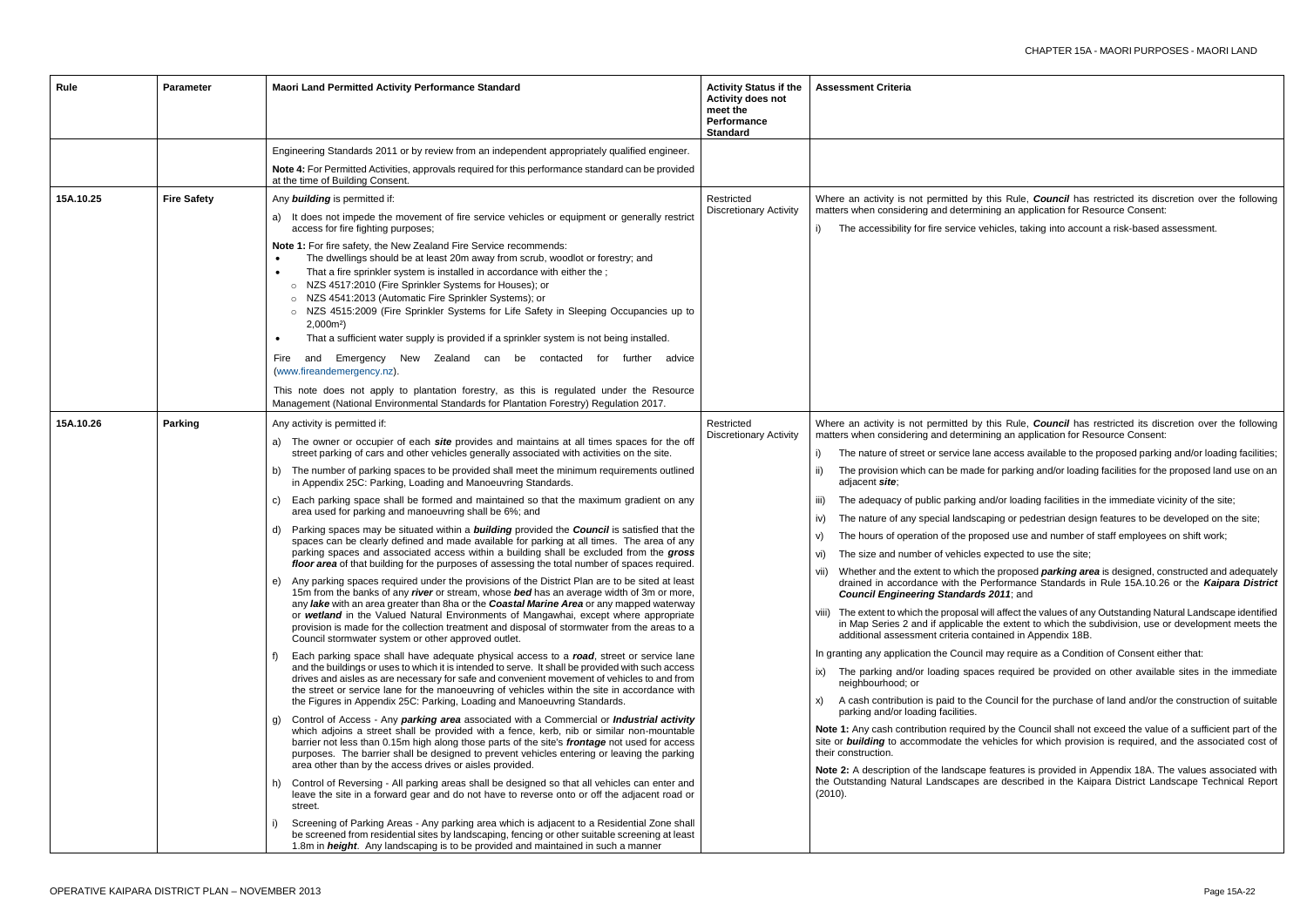| Rule | Parameter | Maori Land Permitted Activity Performance Standard | Activity Status if the Activity does not meet the Performance Standard | Assessment Criteria |
|---|---|---|---|---|
| | | Engineering Standards 2011 or by review from an independent appropriately qualified engineer.<br><br>**Note 4:** For Permitted Activities, approvals required for this performance standard can be provided at the time of Building Consent. | | |
| 15A.10.25 | **Fire Safety** | Any ***building*** is permitted if:<br><br>a) It does not impede the movement of fire service vehicles or equipment or generally restrict access for fire fighting purposes;<br><br>**Note 1:** For fire safety, the New Zealand Fire Service recommends:<br>• The dwellings should be at least 20m away from scrub, woodlot or forestry; and<br>• That a fire sprinkler system is installed in accordance with either the ;<br>  ○ NZS 4517:2010 (Fire Sprinkler Systems for Houses); or<br>  ○ NZS 4541:2013 (Automatic Fire Sprinkler Systems); or<br>  ○ NZS 4515:2009 (Fire Sprinkler Systems for Life Safety in Sleeping Occupancies up to 2,000m²)<br>• That a sufficient water supply is provided if a sprinkler system is not being installed.<br><br>Fire and Emergency New Zealand can be contacted for further advice (www.fireandemergency.nz).<br><br>This note does not apply to plantation forestry, as this is regulated under the Resource Management (National Environmental Standards for Plantation Forestry) Regulation 2017. | Restricted Discretionary Activity | Where an activity is not permitted by this Rule, ***Council*** has restricted its discretion over the following matters when considering and determining an application for Resource Consent:<br><br>i) The accessibility for fire service vehicles, taking into account a risk-based assessment. |
| 15A.10.26 | **Parking** | Any activity is permitted if:<br><br>a) The owner or occupier of each ***site*** provides and maintains at all times spaces for the off street parking of cars and other vehicles generally associated with activities on the site.<br><br>b) The number of parking spaces to be provided shall meet the minimum requirements outlined in Appendix 25C: Parking, Loading and Manoeuvring Standards.<br><br>c) Each parking space shall be formed and maintained so that the maximum gradient on any area used for parking and manoeuvring shall be 6%; and<br><br>d) Parking spaces may be situated within a ***building*** provided the ***Council*** is satisfied that the spaces can be clearly defined and made available for parking at all times. The area of any parking spaces and associated access within a building shall be excluded from the ***gross floor area*** of that building for the purposes of assessing the total number of spaces required.<br><br>e) Any parking spaces required under the provisions of the District Plan are to be sited at least 15m from the banks of any ***river*** or stream, whose ***bed*** has an average width of 3m or more, any ***lake*** with an area greater than 8ha or the ***Coastal Marine Area*** or any mapped waterway or ***wetland*** in the Valued Natural Environments of Mangawhai, except where appropriate provision is made for the collection treatment and disposal of stormwater from the areas to a Council stormwater system or other approved outlet.<br><br>f) Each parking space shall have adequate physical access to a ***road***, street or service lane and the buildings or uses to which it is intended to serve. It shall be provided with such access drives and aisles as are necessary for safe and convenient movement of vehicles to and from the street or service lane for the manoeuvring of vehicles within the site in accordance with the Figures in Appendix 25C: Parking, Loading and Manoeuvring Standards.<br><br>g) Control of Access - Any ***parking area*** associated with a Commercial or ***Industrial activity*** which adjoins a street shall be provided with a fence, kerb, nib or similar non-mountable barrier not less than 0.15m high along those parts of the site's ***frontage*** not used for access purposes. The barrier shall be designed to prevent vehicles entering or leaving the parking area other than by the access drives or aisles provided.<br><br>h) Control of Reversing - All parking areas shall be designed so that all vehicles can enter and leave the site in a forward gear and do not have to reverse onto or off the adjacent road or street.<br><br>i) Screening of Parking Areas - Any parking area which is adjacent to a Residential Zone shall be screened from residential sites by landscaping, fencing or other suitable screening at least 1.8m in ***height***. Any landscaping is to be provided and maintained in such a manner | Restricted Discretionary Activity | Where an activity is not permitted by this Rule, ***Council*** has restricted its discretion over the following matters when considering and determining an application for Resource Consent:<br><br>i) The nature of street or service lane access available to the proposed parking and/or loading facilities;<br><br>ii) The provision which can be made for parking and/or loading facilities for the proposed land use on an adjacent ***site***;<br><br>iii) The adequacy of public parking and/or loading facilities in the immediate vicinity of the site;<br><br>iv) The nature of any special landscaping or pedestrian design features to be developed on the site;<br><br>v) The hours of operation of the proposed use and number of staff employees on shift work;<br><br>vi) The size and number of vehicles expected to use the site;<br><br>vii) Whether and the extent to which the proposed ***parking area*** is designed, constructed and adequately drained in accordance with the Performance Standards in Rule 15A.10.26 or the ***Kaipara District Council Engineering Standards 2011***; and<br><br>viii) The extent to which the proposal will affect the values of any Outstanding Natural Landscape identified in Map Series 2 and if applicable the extent to which the subdivision, use or development meets the additional assessment criteria contained in Appendix 18B.<br><br>In granting any application the Council may require as a Condition of Consent either that:<br><br>ix) The parking and/or loading spaces required be provided on other available sites in the immediate neighbourhood; or<br><br>x) A cash contribution is paid to the Council for the purchase of land and/or the construction of suitable parking and/or loading facilities.<br><br>**Note 1:** Any cash contribution required by the Council shall not exceed the value of a sufficient part of the site or ***building*** to accommodate the vehicles for which provision is required, and the associated cost of their construction.<br><br>**Note 2:** A description of the landscape features is provided in Appendix 18A. The values associated with the Outstanding Natural Landscapes are described in the Kaipara District Landscape Technical Report (2010). |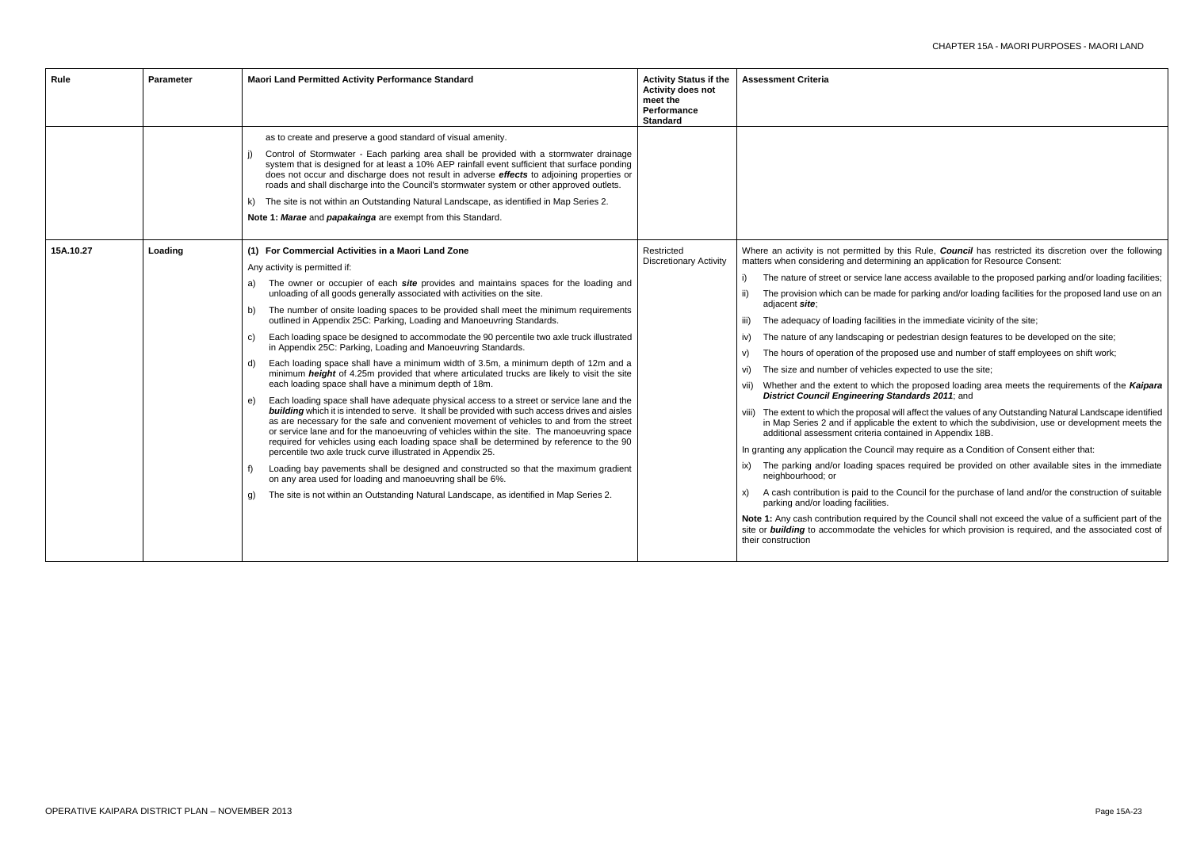| Rule | Parameter | Maori Land Permitted Activity Performance Standard | Activity Status if the Activity does not meet the Performance Standard | Assessment Criteria |
|---|---|---|---|---|
| | | as to create and preserve a good standard of visual amenity.<br><br>j) Control of Stormwater - Each parking area shall be provided with a stormwater drainage system that is designed for at least a 10% AEP rainfall event sufficient that surface ponding does not occur and discharge does not result in adverse ***effects*** to adjoining properties or roads and shall discharge into the Council's stormwater system or other approved outlets.<br><br>k) The site is not within an Outstanding Natural Landscape, as identified in Map Series 2.<br><br>**Note 1:** ***Marae*** and ***papakainga*** are exempt from this Standard. | | |
| **15A.10.27** | **Loading** | **(1) For Commercial Activities in a Maori Land Zone**<br><br>Any activity is permitted if:<br><br>a) The owner or occupier of each ***site*** provides and maintains spaces for the loading and unloading of all goods generally associated with activities on the site.<br><br>b) The number of onsite loading spaces to be provided shall meet the minimum requirements outlined in Appendix 25C: Parking, Loading and Manoeuvring Standards.<br><br>c) Each loading space be designed to accommodate the 90 percentile two axle truck illustrated in Appendix 25C: Parking, Loading and Manoeuvring Standards.<br><br>d) Each loading space shall have a minimum width of 3.5m, a minimum depth of 12m and a minimum ***height*** of 4.25m provided that where articulated trucks are likely to visit the site each loading space shall have a minimum depth of 18m.<br><br>e) Each loading space shall have adequate physical access to a street or service lane and the ***building*** which it is intended to serve. It shall be provided with such access drives and aisles as are necessary for the safe and convenient movement of vehicles to and from the street or service lane and for the manoeuvring of vehicles within the site. The manoeuvring space required for vehicles using each loading space shall be determined by reference to the 90 percentile two axle truck curve illustrated in Appendix 25.<br><br>f) Loading bay pavements shall be designed and constructed so that the maximum gradient on any area used for loading and manoeuvring shall be 6%.<br><br>g) The site is not within an Outstanding Natural Landscape, as identified in Map Series 2. | Restricted Discretionary Activity | Where an activity is not permitted by this Rule, ***Council*** has restricted its discretion over the following matters when considering and determining an application for Resource Consent:<br><br>i) The nature of street or service lane access available to the proposed parking and/or loading facilities;<br><br>ii) The provision which can be made for parking and/or loading facilities for the proposed land use on an adjacent ***site***;<br><br>iii) The adequacy of loading facilities in the immediate vicinity of the site;<br><br>iv) The nature of any landscaping or pedestrian design features to be developed on the site;<br><br>v) The hours of operation of the proposed use and number of staff employees on shift work;<br><br>vi) The size and number of vehicles expected to use the site;<br><br>vii) Whether and the extent to which the proposed loading area meets the requirements of the ***Kaipara District Council Engineering Standards 2011***; and<br><br>viii) The extent to which the proposal will affect the values of any Outstanding Natural Landscape identified in Map Series 2 and if applicable the extent to which the subdivision, use or development meets the additional assessment criteria contained in Appendix 18B.<br><br>In granting any application the Council may require as a Condition of Consent either that:<br><br>ix) The parking and/or loading spaces required be provided on other available sites in the immediate neighbourhood; or<br><br>x) A cash contribution is paid to the Council for the purchase of land and/or the construction of suitable parking and/or loading facilities.<br><br>**Note 1:** Any cash contribution required by the Council shall not exceed the value of a sufficient part of the site or ***building*** to accommodate the vehicles for which provision is required, and the associated cost of their construction |